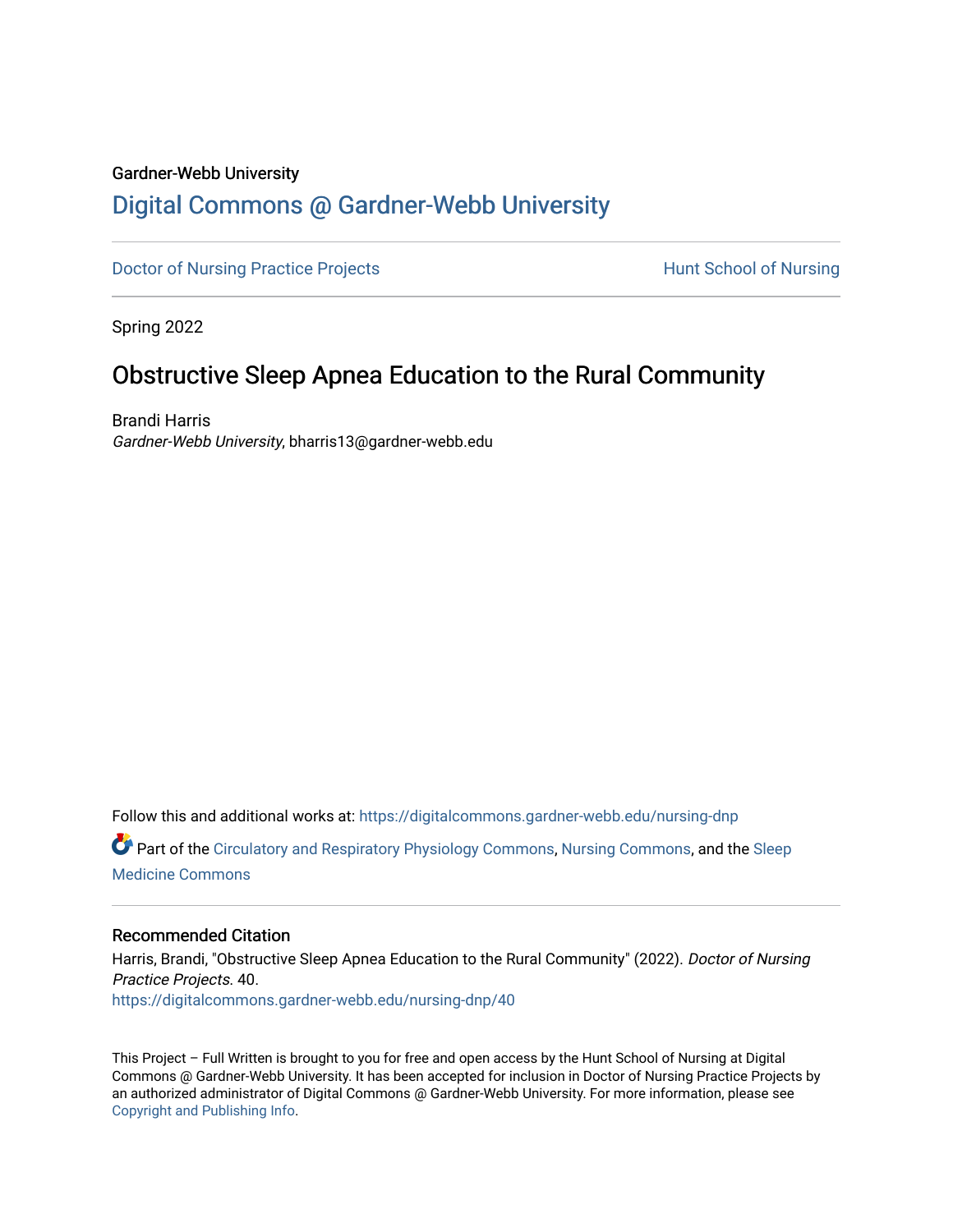Gardner-Webb University

# Digital Commons @ Gardner-Webb University

Doctor of Nursing Practice Projects | Hunt School of Nursing

Spring 2022

## Obstructive Sleep Apnea Education to the Rural Community

Brandi Harris
*Gardner-Webb University*, bharris13@gardner-webb.edu

Follow this and additional works at: https://digitalcommons.gardner-webb.edu/nursing-dnp

Part of the Circulatory and Respiratory Physiology Commons, Nursing Commons, and the Sleep Medicine Commons

### Recommended Citation

Harris, Brandi, "Obstructive Sleep Apnea Education to the Rural Community" (2022). *Doctor of Nursing Practice Projects*. 40.
https://digitalcommons.gardner-webb.edu/nursing-dnp/40

This Project – Full Written is brought to you for free and open access by the Hunt School of Nursing at Digital Commons @ Gardner-Webb University. It has been accepted for inclusion in Doctor of Nursing Practice Projects by an authorized administrator of Digital Commons @ Gardner-Webb University. For more information, please see Copyright and Publishing Info.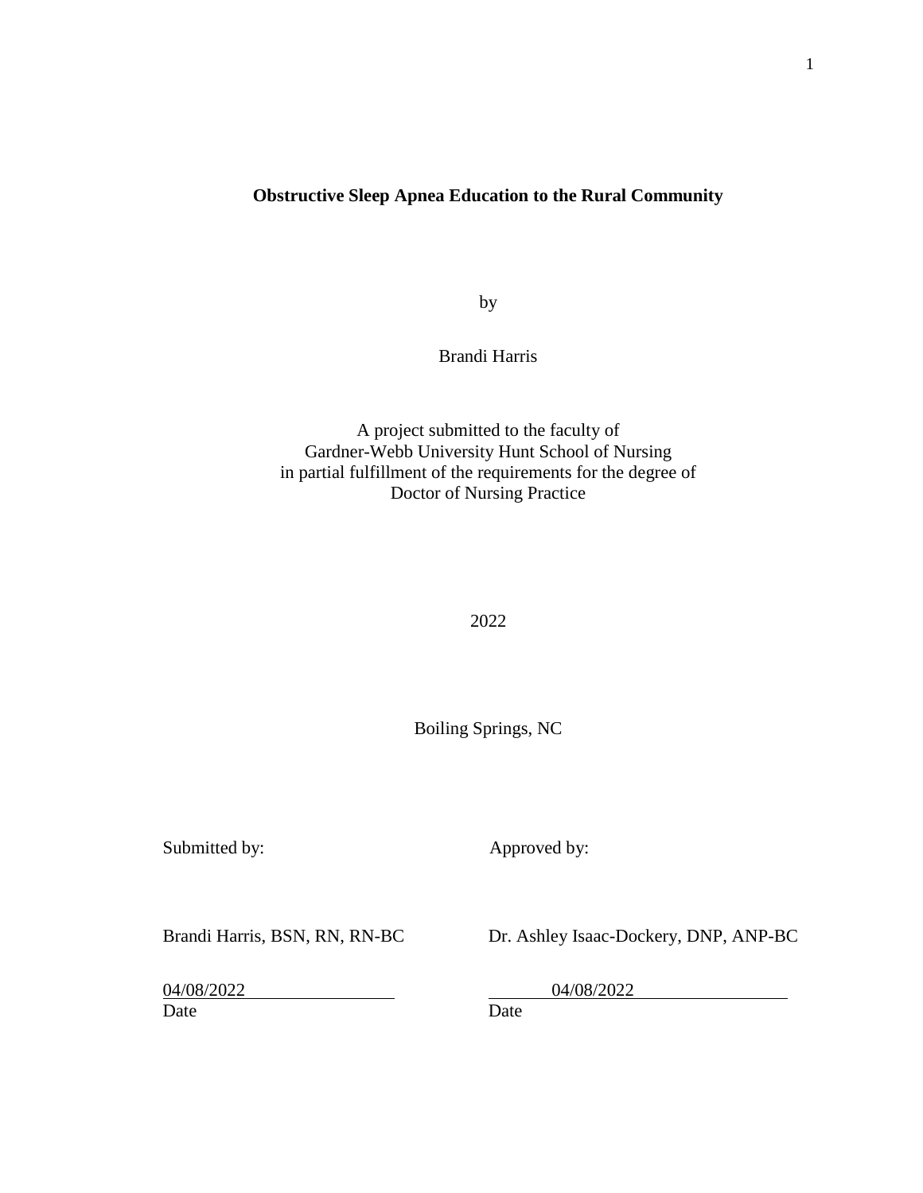# Obstructive Sleep Apnea Education to the Rural Community

by

Brandi Harris

A project submitted to the faculty of
Gardner-Webb University Hunt School of Nursing
in partial fulfillment of the requirements for the degree of
Doctor of Nursing Practice

2022

Boiling Springs, NC

| Submitted by: | Approved by: |
| --- | --- |
| Brandi Harris, BSN, RN, RN-BC | Dr. Ashley Isaac-Dockery, DNP, ANP-BC |
| 04/08/2022 | 04/08/2022 |
| Date | Date |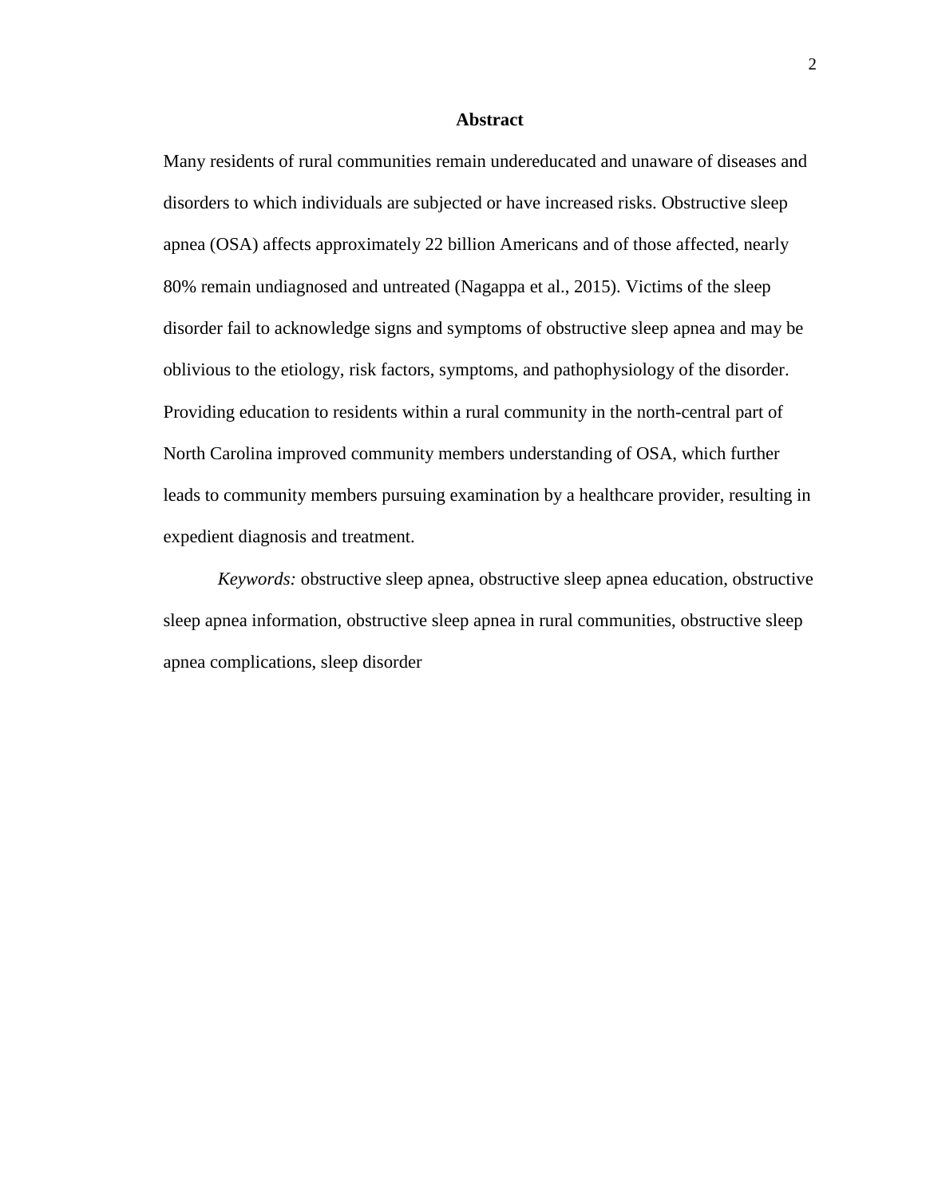# Abstract

Many residents of rural communities remain undereducated and unaware of diseases and disorders to which individuals are subjected or have increased risks. Obstructive sleep apnea (OSA) affects approximately 22 billion Americans and of those affected, nearly 80% remain undiagnosed and untreated (Nagappa et al., 2015). Victims of the sleep disorder fail to acknowledge signs and symptoms of obstructive sleep apnea and may be oblivious to the etiology, risk factors, symptoms, and pathophysiology of the disorder. Providing education to residents within a rural community in the north-central part of North Carolina improved community members understanding of OSA, which further leads to community members pursuing examination by a healthcare provider, resulting in expedient diagnosis and treatment.

*Keywords:* obstructive sleep apnea, obstructive sleep apnea education, obstructive sleep apnea information, obstructive sleep apnea in rural communities, obstructive sleep apnea complications, sleep disorder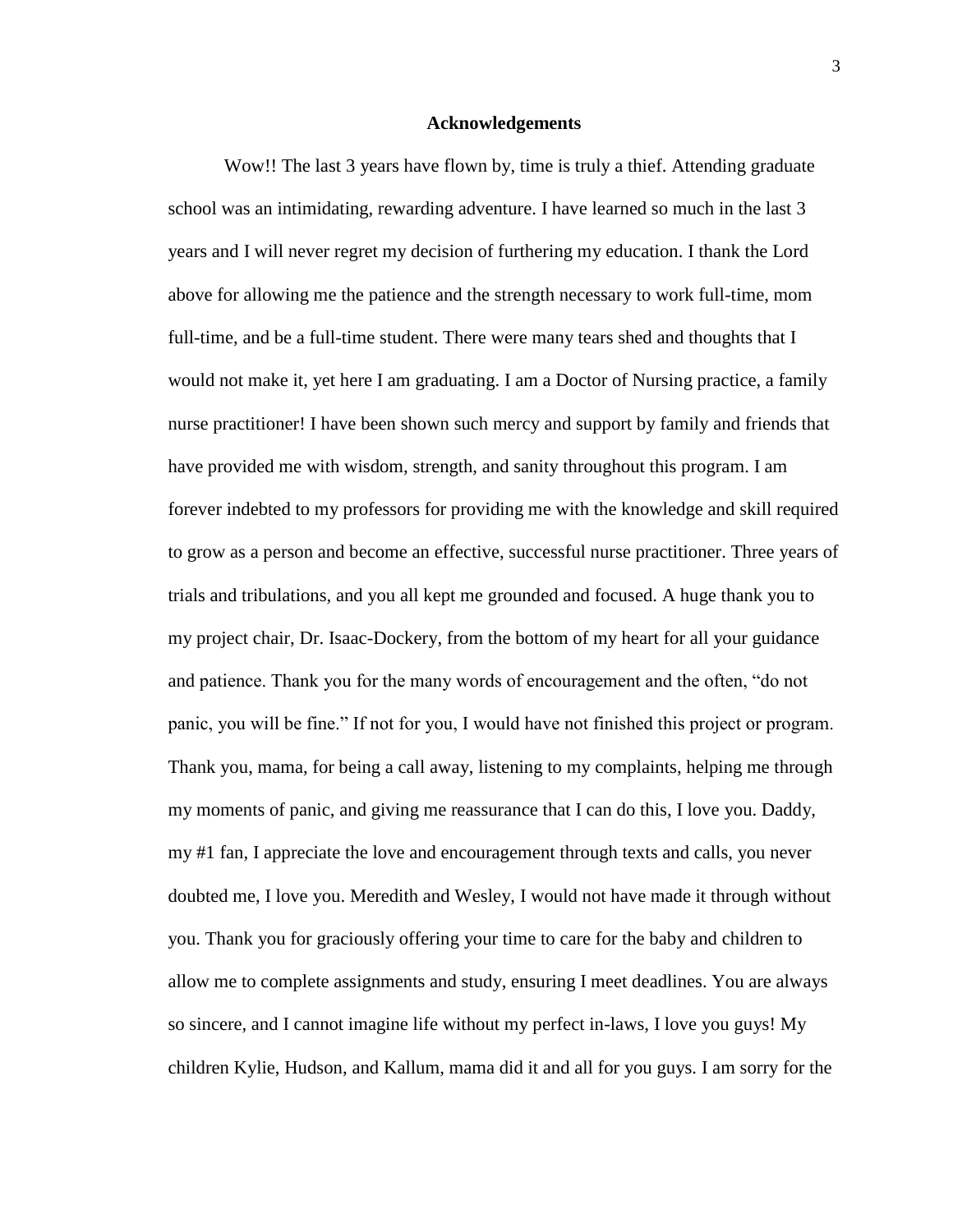## Acknowledgements

Wow!! The last 3 years have flown by, time is truly a thief. Attending graduate school was an intimidating, rewarding adventure. I have learned so much in the last 3 years and I will never regret my decision of furthering my education. I thank the Lord above for allowing me the patience and the strength necessary to work full-time, mom full-time, and be a full-time student. There were many tears shed and thoughts that I would not make it, yet here I am graduating. I am a Doctor of Nursing practice, a family nurse practitioner! I have been shown such mercy and support by family and friends that have provided me with wisdom, strength, and sanity throughout this program. I am forever indebted to my professors for providing me with the knowledge and skill required to grow as a person and become an effective, successful nurse practitioner. Three years of trials and tribulations, and you all kept me grounded and focused. A huge thank you to my project chair, Dr. Isaac-Dockery, from the bottom of my heart for all your guidance and patience. Thank you for the many words of encouragement and the often, "do not panic, you will be fine." If not for you, I would have not finished this project or program. Thank you, mama, for being a call away, listening to my complaints, helping me through my moments of panic, and giving me reassurance that I can do this, I love you. Daddy, my #1 fan, I appreciate the love and encouragement through texts and calls, you never doubted me, I love you. Meredith and Wesley, I would not have made it through without you. Thank you for graciously offering your time to care for the baby and children to allow me to complete assignments and study, ensuring I meet deadlines. You are always so sincere, and I cannot imagine life without my perfect in-laws, I love you guys! My children Kylie, Hudson, and Kallum, mama did it and all for you guys. I am sorry for the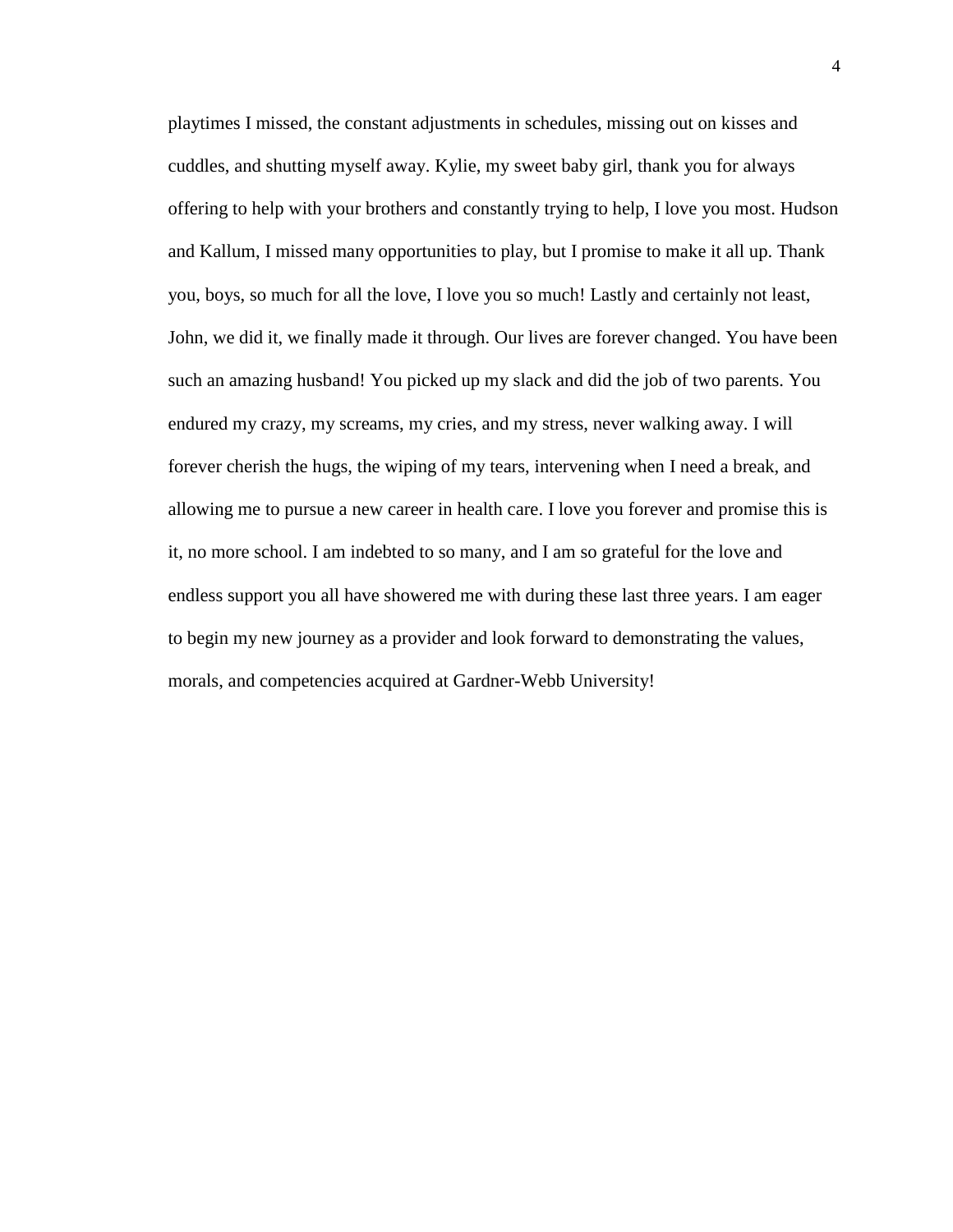playtimes I missed, the constant adjustments in schedules, missing out on kisses and cuddles, and shutting myself away. Kylie, my sweet baby girl, thank you for always offering to help with your brothers and constantly trying to help, I love you most. Hudson and Kallum, I missed many opportunities to play, but I promise to make it all up. Thank you, boys, so much for all the love, I love you so much! Lastly and certainly not least, John, we did it, we finally made it through. Our lives are forever changed. You have been such an amazing husband! You picked up my slack and did the job of two parents. You endured my crazy, my screams, my cries, and my stress, never walking away. I will forever cherish the hugs, the wiping of my tears, intervening when I need a break, and allowing me to pursue a new career in health care. I love you forever and promise this is it, no more school. I am indebted to so many, and I am so grateful for the love and endless support you all have showered me with during these last three years. I am eager to begin my new journey as a provider and look forward to demonstrating the values, morals, and competencies acquired at Gardner-Webb University!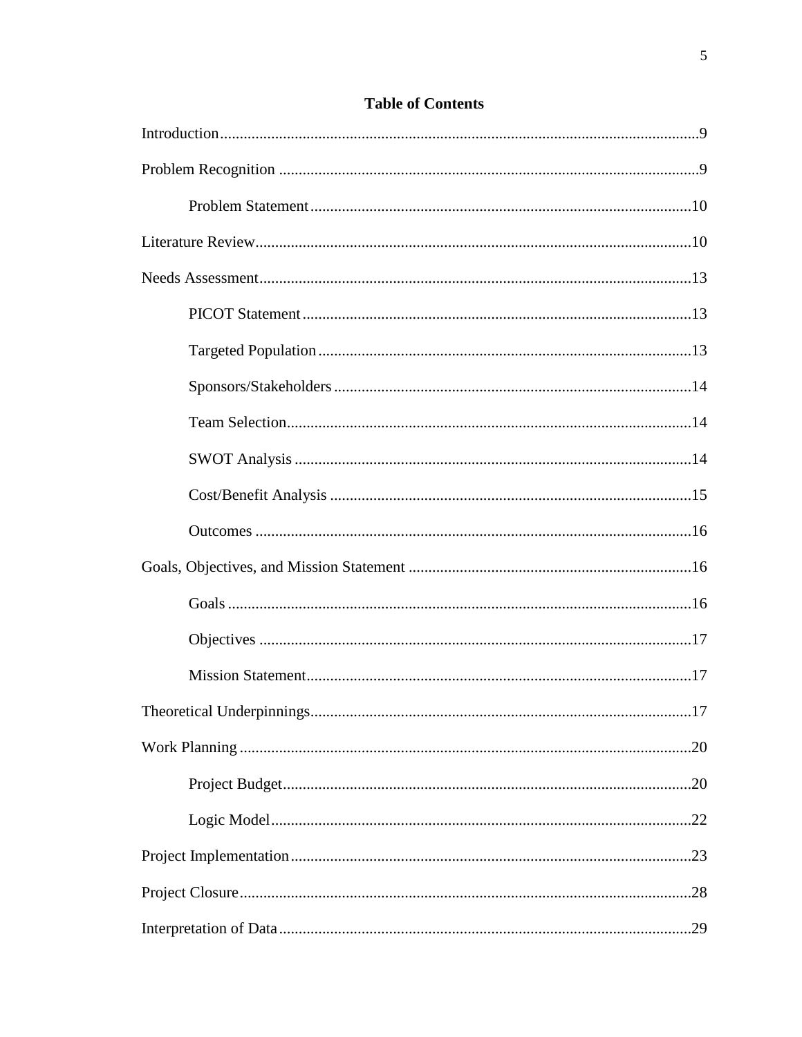# Table of Contents

Introduction.........................................................................................................................9

Problem Recognition ..........................................................................................................9

    Problem Statement................................................................................................10

Literature Review..............................................................................................................10

Needs Assessment.............................................................................................................13

    PICOT Statement..................................................................................................13

    Targeted Population..............................................................................................13

    Sponsors/Stakeholders..........................................................................................14

    Team Selection......................................................................................................14

    SWOT Analysis....................................................................................................14

    Cost/Benefit Analysis...........................................................................................15

    Outcomes..............................................................................................................16

Goals, Objectives, and Mission Statement........................................................................16

    Goals.....................................................................................................................16

    Objectives.............................................................................................................17

    Mission Statement.................................................................................................17

Theoretical Underpinnings................................................................................................17

Work Planning..................................................................................................................20

    Project Budget.......................................................................................................20

    Logic Model..........................................................................................................22

Project Implementation.....................................................................................................23

Project Closure..................................................................................................................28

Interpretation of Data........................................................................................................29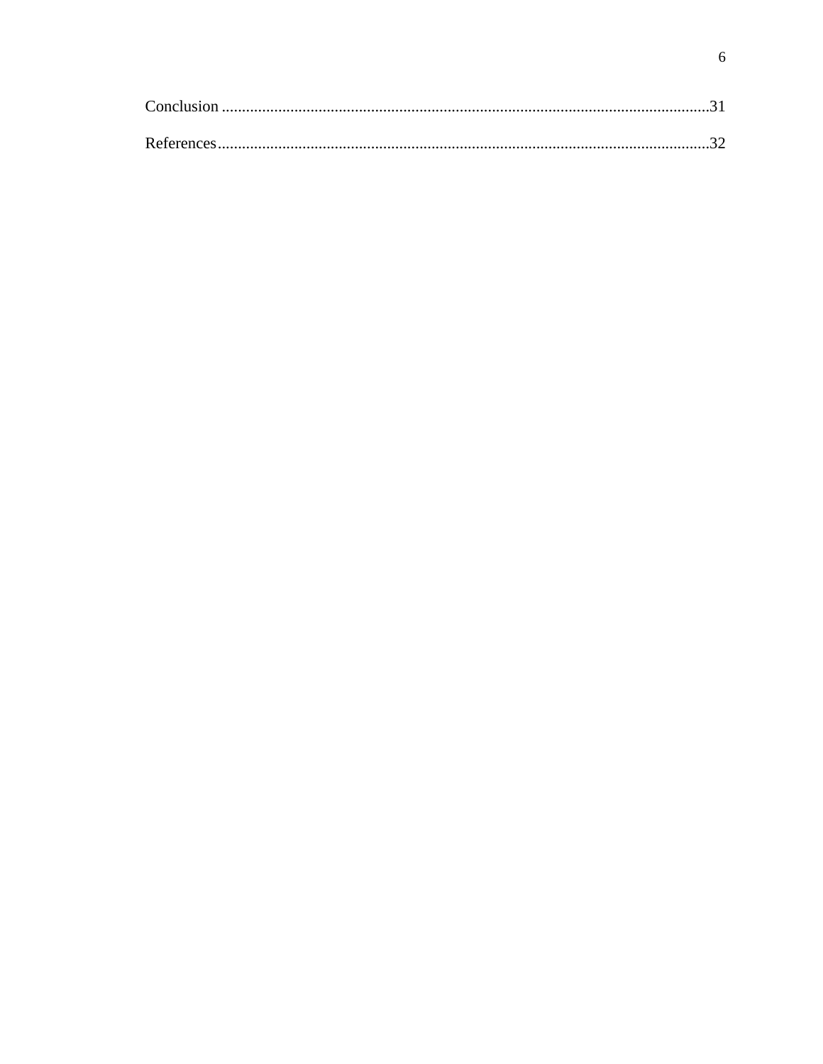Conclusion ........................................................................................................................31

References.........................................................................................................................32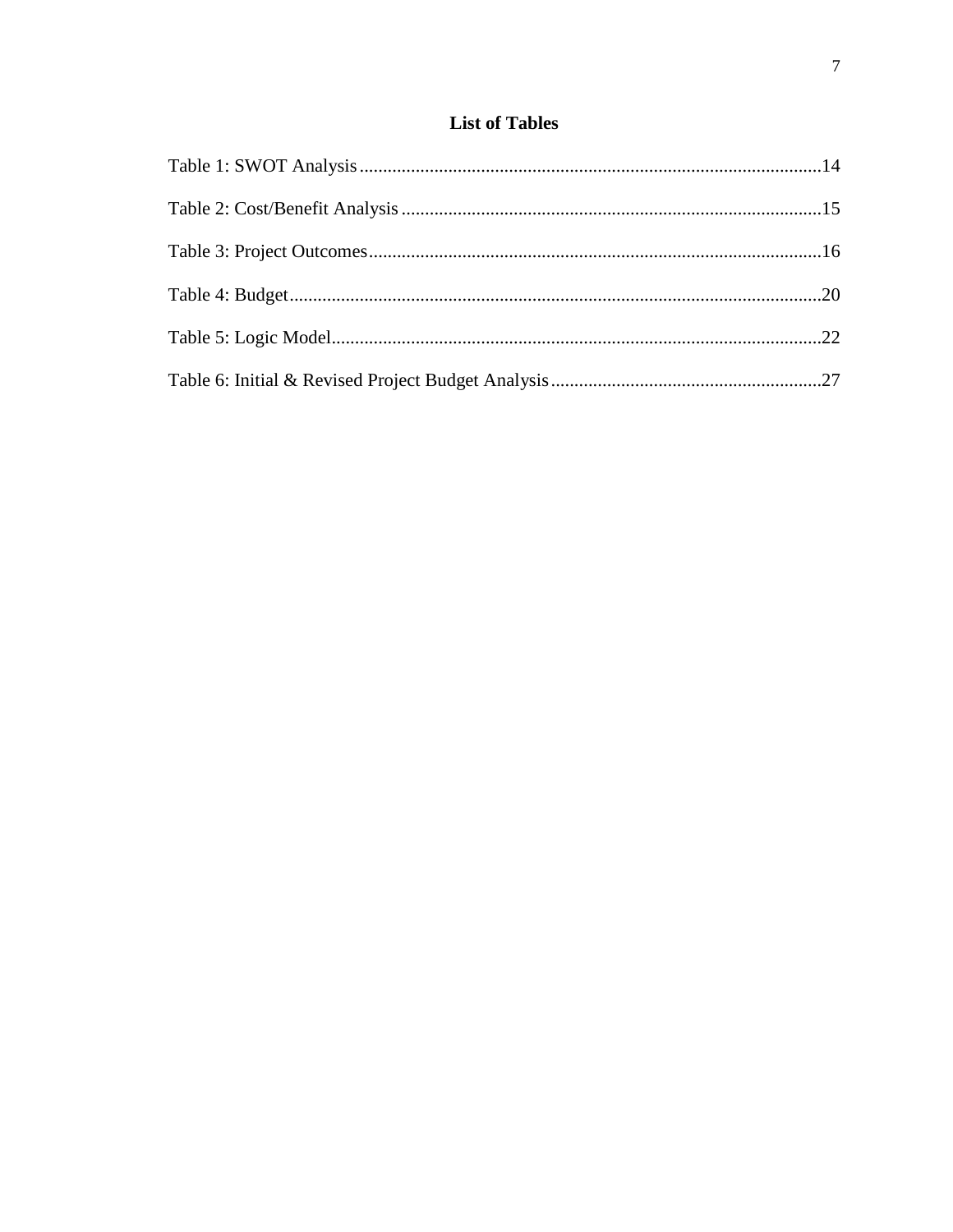## List of Tables

Table 1: SWOT Analysis....................................................................................................14

Table 2: Cost/Benefit Analysis..........................................................................................15

Table 3: Project Outcomes.................................................................................................16

Table 4: Budget..................................................................................................................20

Table 5: Logic Model.........................................................................................................22

Table 6: Initial & Revised Project Budget Analysis..........................................................27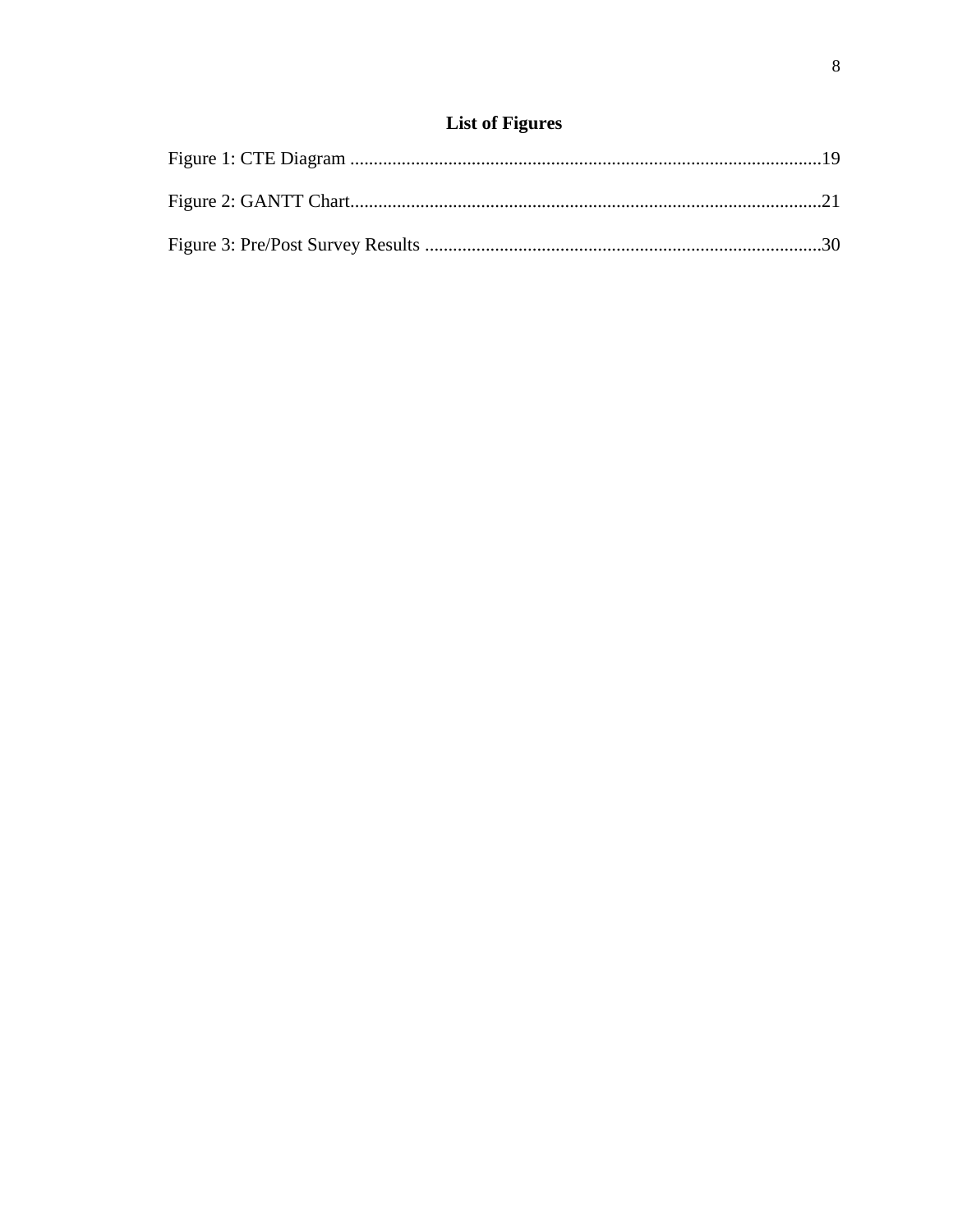# List of Figures

Figure 1: CTE Diagram ....................................................................................................19

Figure 2: GANTT Chart....................................................................................................21

Figure 3: Pre/Post Survey Results ....................................................................................30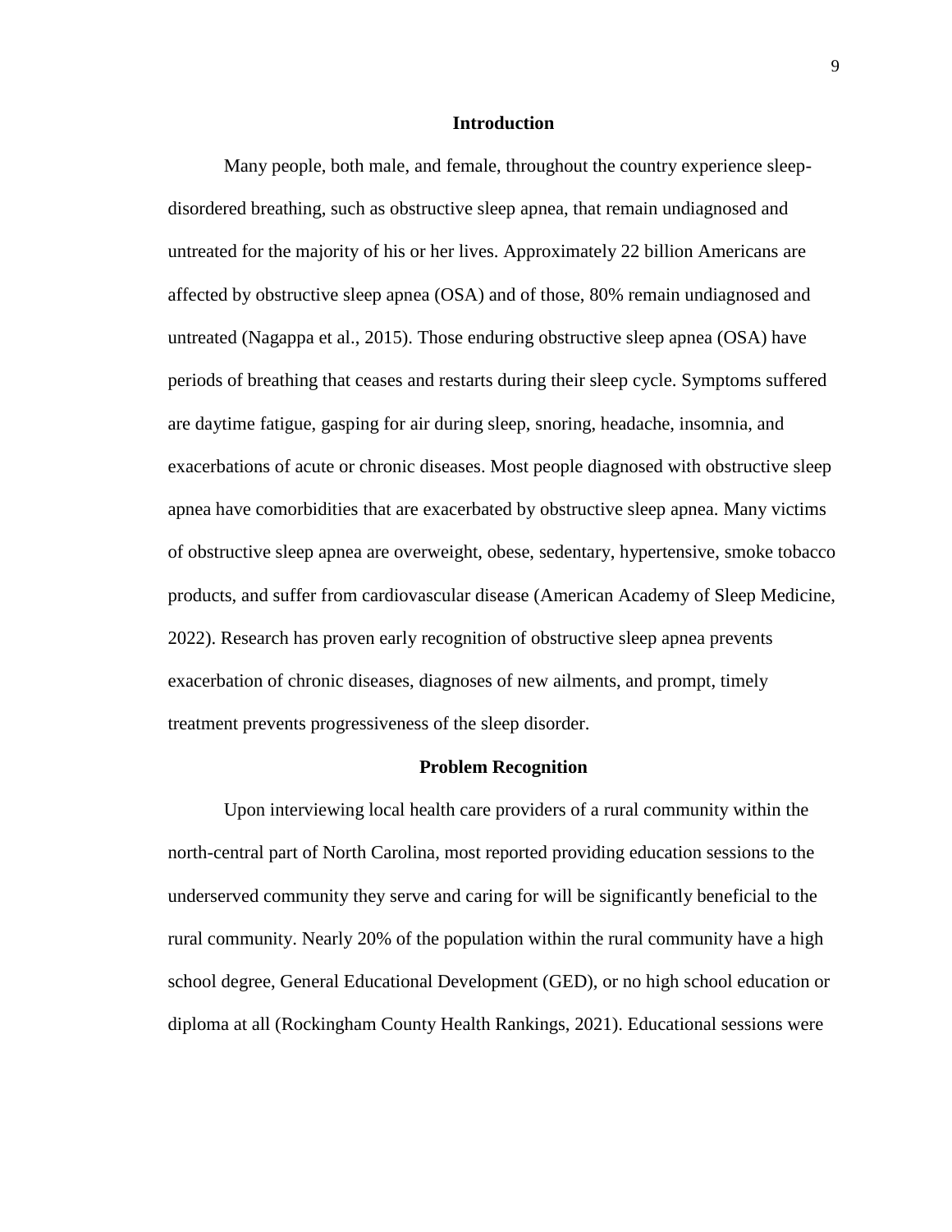## Introduction

Many people, both male, and female, throughout the country experience sleep-disordered breathing, such as obstructive sleep apnea, that remain undiagnosed and untreated for the majority of his or her lives. Approximately 22 billion Americans are affected by obstructive sleep apnea (OSA) and of those, 80% remain undiagnosed and untreated (Nagappa et al., 2015). Those enduring obstructive sleep apnea (OSA) have periods of breathing that ceases and restarts during their sleep cycle. Symptoms suffered are daytime fatigue, gasping for air during sleep, snoring, headache, insomnia, and exacerbations of acute or chronic diseases. Most people diagnosed with obstructive sleep apnea have comorbidities that are exacerbated by obstructive sleep apnea. Many victims of obstructive sleep apnea are overweight, obese, sedentary, hypertensive, smoke tobacco products, and suffer from cardiovascular disease (American Academy of Sleep Medicine, 2022). Research has proven early recognition of obstructive sleep apnea prevents exacerbation of chronic diseases, diagnoses of new ailments, and prompt, timely treatment prevents progressiveness of the sleep disorder.

## Problem Recognition

Upon interviewing local health care providers of a rural community within the north-central part of North Carolina, most reported providing education sessions to the underserved community they serve and caring for will be significantly beneficial to the rural community. Nearly 20% of the population within the rural community have a high school degree, General Educational Development (GED), or no high school education or diploma at all (Rockingham County Health Rankings, 2021). Educational sessions were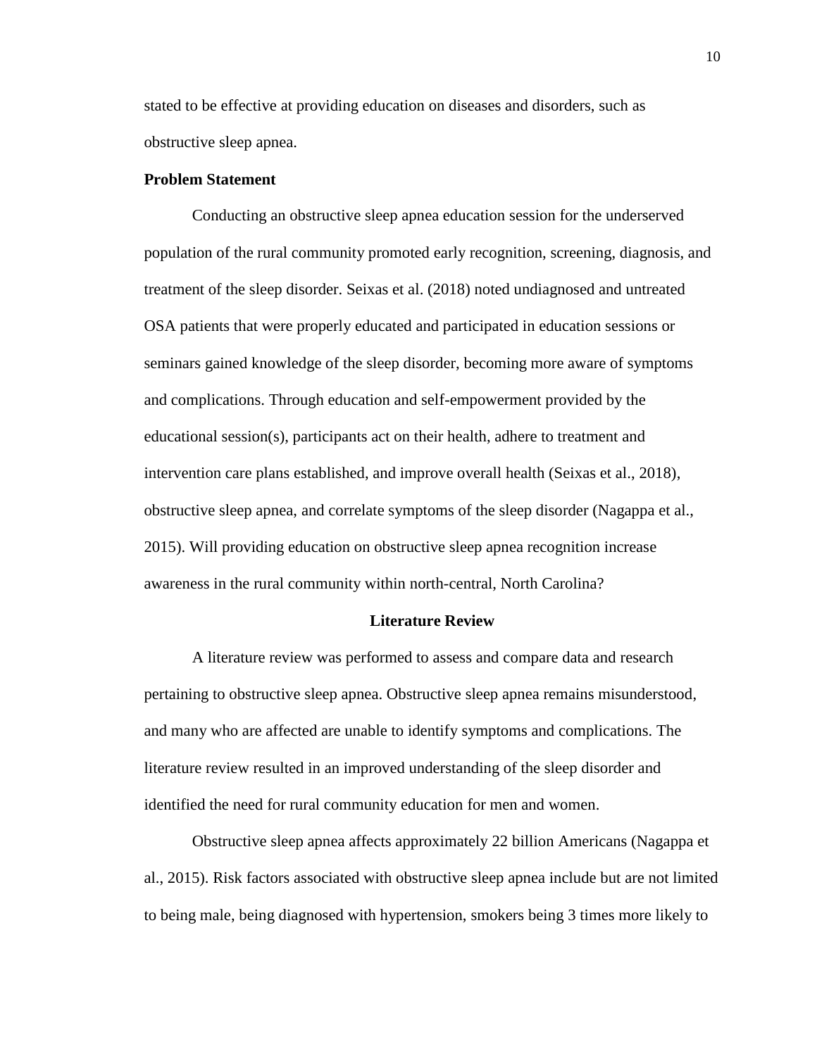stated to be effective at providing education on diseases and disorders, such as obstructive sleep apnea.

**Problem Statement**

Conducting an obstructive sleep apnea education session for the underserved population of the rural community promoted early recognition, screening, diagnosis, and treatment of the sleep disorder. Seixas et al. (2018) noted undiagnosed and untreated OSA patients that were properly educated and participated in education sessions or seminars gained knowledge of the sleep disorder, becoming more aware of symptoms and complications. Through education and self-empowerment provided by the educational session(s), participants act on their health, adhere to treatment and intervention care plans established, and improve overall health (Seixas et al., 2018), obstructive sleep apnea, and correlate symptoms of the sleep disorder (Nagappa et al., 2015). Will providing education on obstructive sleep apnea recognition increase awareness in the rural community within north-central, North Carolina?

## Literature Review

A literature review was performed to assess and compare data and research pertaining to obstructive sleep apnea. Obstructive sleep apnea remains misunderstood, and many who are affected are unable to identify symptoms and complications. The literature review resulted in an improved understanding of the sleep disorder and identified the need for rural community education for men and women.

Obstructive sleep apnea affects approximately 22 billion Americans (Nagappa et al., 2015). Risk factors associated with obstructive sleep apnea include but are not limited to being male, being diagnosed with hypertension, smokers being 3 times more likely to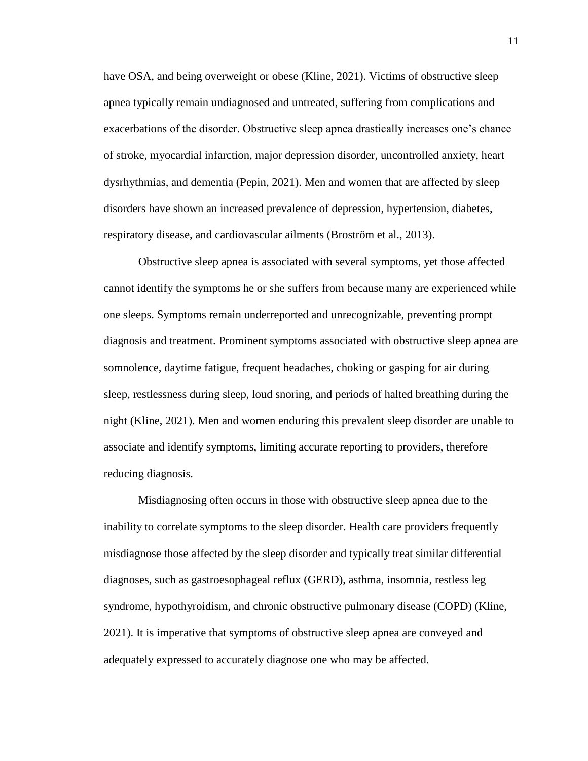have OSA, and being overweight or obese (Kline, 2021). Victims of obstructive sleep apnea typically remain undiagnosed and untreated, suffering from complications and exacerbations of the disorder. Obstructive sleep apnea drastically increases one's chance of stroke, myocardial infarction, major depression disorder, uncontrolled anxiety, heart dysrhythmias, and dementia (Pepin, 2021). Men and women that are affected by sleep disorders have shown an increased prevalence of depression, hypertension, diabetes, respiratory disease, and cardiovascular ailments (Broström et al., 2013).

Obstructive sleep apnea is associated with several symptoms, yet those affected cannot identify the symptoms he or she suffers from because many are experienced while one sleeps. Symptoms remain underreported and unrecognizable, preventing prompt diagnosis and treatment. Prominent symptoms associated with obstructive sleep apnea are somnolence, daytime fatigue, frequent headaches, choking or gasping for air during sleep, restlessness during sleep, loud snoring, and periods of halted breathing during the night (Kline, 2021). Men and women enduring this prevalent sleep disorder are unable to associate and identify symptoms, limiting accurate reporting to providers, therefore reducing diagnosis.

Misdiagnosing often occurs in those with obstructive sleep apnea due to the inability to correlate symptoms to the sleep disorder. Health care providers frequently misdiagnose those affected by the sleep disorder and typically treat similar differential diagnoses, such as gastroesophageal reflux (GERD), asthma, insomnia, restless leg syndrome, hypothyroidism, and chronic obstructive pulmonary disease (COPD) (Kline, 2021). It is imperative that symptoms of obstructive sleep apnea are conveyed and adequately expressed to accurately diagnose one who may be affected.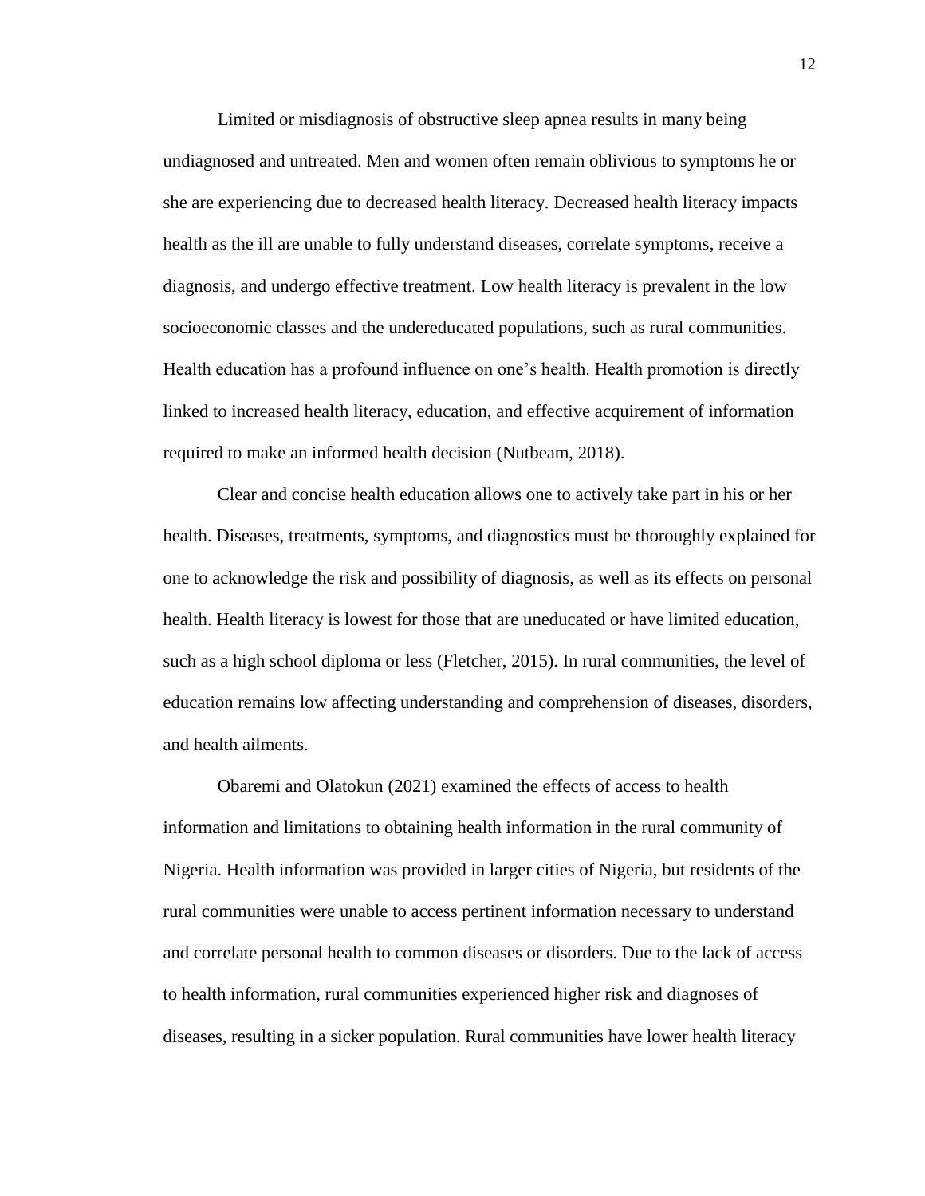Limited or misdiagnosis of obstructive sleep apnea results in many being undiagnosed and untreated. Men and women often remain oblivious to symptoms he or she are experiencing due to decreased health literacy. Decreased health literacy impacts health as the ill are unable to fully understand diseases, correlate symptoms, receive a diagnosis, and undergo effective treatment. Low health literacy is prevalent in the low socioeconomic classes and the undereducated populations, such as rural communities. Health education has a profound influence on one's health. Health promotion is directly linked to increased health literacy, education, and effective acquirement of information required to make an informed health decision (Nutbeam, 2018).

Clear and concise health education allows one to actively take part in his or her health. Diseases, treatments, symptoms, and diagnostics must be thoroughly explained for one to acknowledge the risk and possibility of diagnosis, as well as its effects on personal health. Health literacy is lowest for those that are uneducated or have limited education, such as a high school diploma or less (Fletcher, 2015). In rural communities, the level of education remains low affecting understanding and comprehension of diseases, disorders, and health ailments.

Obaremi and Olatokun (2021) examined the effects of access to health information and limitations to obtaining health information in the rural community of Nigeria. Health information was provided in larger cities of Nigeria, but residents of the rural communities were unable to access pertinent information necessary to understand and correlate personal health to common diseases or disorders. Due to the lack of access to health information, rural communities experienced higher risk and diagnoses of diseases, resulting in a sicker population. Rural communities have lower health literacy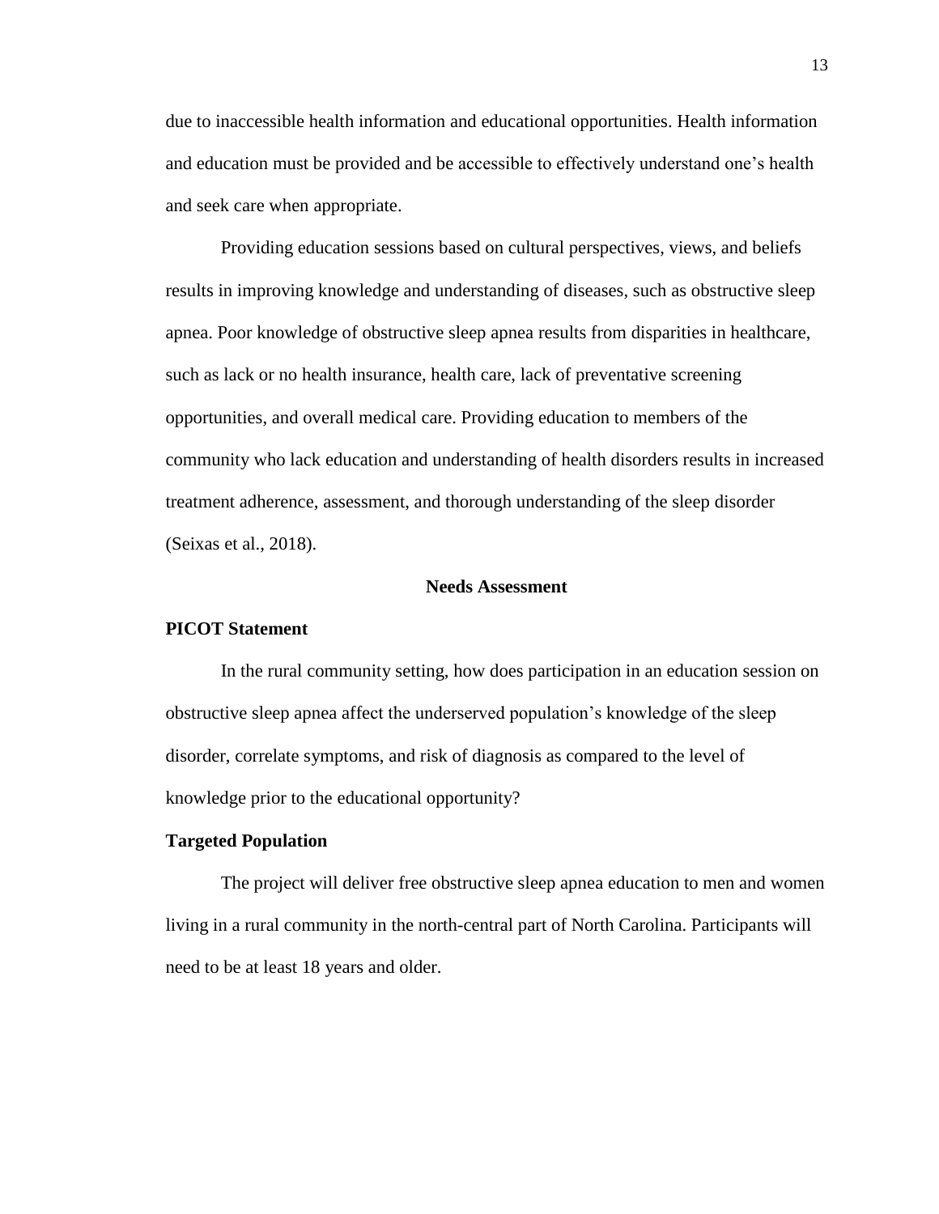due to inaccessible health information and educational opportunities. Health information and education must be provided and be accessible to effectively understand one's health and seek care when appropriate.

Providing education sessions based on cultural perspectives, views, and beliefs results in improving knowledge and understanding of diseases, such as obstructive sleep apnea. Poor knowledge of obstructive sleep apnea results from disparities in healthcare, such as lack or no health insurance, health care, lack of preventative screening opportunities, and overall medical care. Providing education to members of the community who lack education and understanding of health disorders results in increased treatment adherence, assessment, and thorough understanding of the sleep disorder (Seixas et al., 2018).

## Needs Assessment

### PICOT Statement

In the rural community setting, how does participation in an education session on obstructive sleep apnea affect the underserved population's knowledge of the sleep disorder, correlate symptoms, and risk of diagnosis as compared to the level of knowledge prior to the educational opportunity?

### Targeted Population

The project will deliver free obstructive sleep apnea education to men and women living in a rural community in the north-central part of North Carolina. Participants will need to be at least 18 years and older.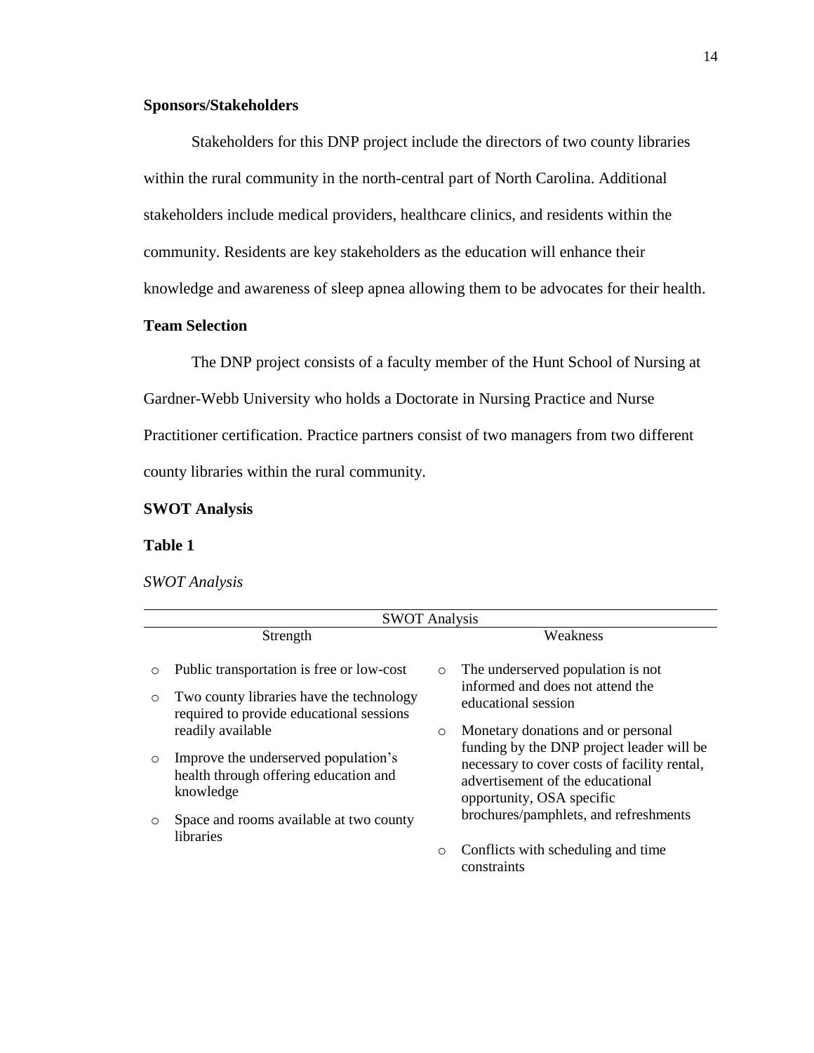### Sponsors/Stakeholders

Stakeholders for this DNP project include the directors of two county libraries within the rural community in the north-central part of North Carolina. Additional stakeholders include medical providers, healthcare clinics, and residents within the community. Residents are key stakeholders as the education will enhance their knowledge and awareness of sleep apnea allowing them to be advocates for their health.

### Team Selection

The DNP project consists of a faculty member of the Hunt School of Nursing at Gardner-Webb University who holds a Doctorate in Nursing Practice and Nurse Practitioner certification. Practice partners consist of two managers from two different county libraries within the rural community.

### SWOT Analysis

**Table 1**

*SWOT Analysis*

| SWOT Analysis | |
|---|---|
| Strength | Weakness |
| ○ Public transportation is free or low-cost<br>○ Two county libraries have the technology required to provide educational sessions readily available<br>○ Improve the underserved population's health through offering education and knowledge<br>○ Space and rooms available at two county libraries | ○ The underserved population is not informed and does not attend the educational session<br>○ Monetary donations and or personal funding by the DNP project leader will be necessary to cover costs of facility rental, advertisement of the educational opportunity, OSA specific brochures/pamphlets, and refreshments<br>○ Conflicts with scheduling and time constraints |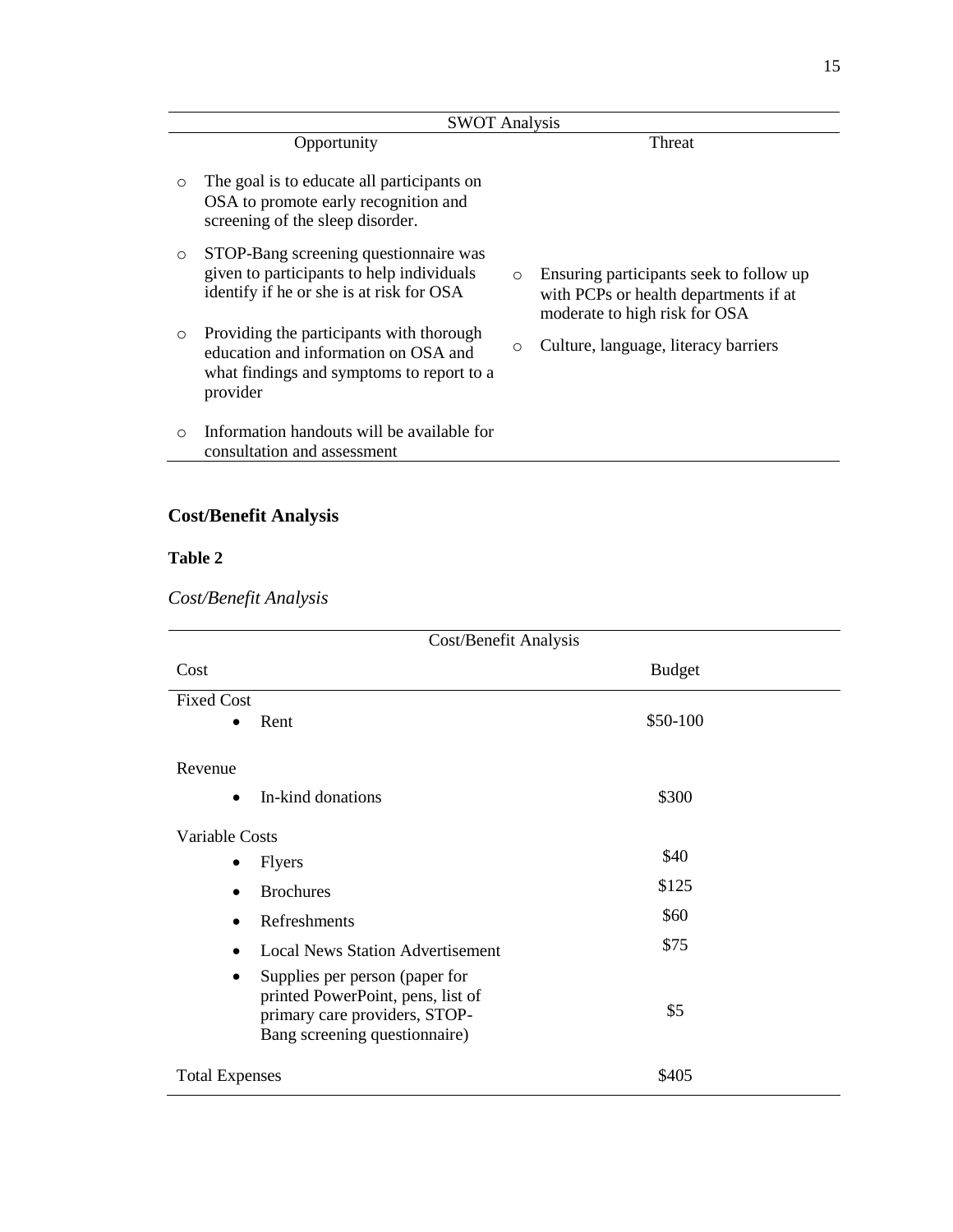| SWOT Analysis | |
|---|---|
| Opportunity | Threat |
| ○ The goal is to educate all participants on OSA to promote early recognition and screening of the sleep disorder.<br>○ STOP-Bang screening questionnaire was given to participants to help individuals identify if he or she is at risk for OSA<br>○ Providing the participants with thorough education and information on OSA and what findings and symptoms to report to a provider<br>○ Information handouts will be available for consultation and assessment | ○ Ensuring participants seek to follow up with PCPs or health departments if at moderate to high risk for OSA<br>○ Culture, language, literacy barriers |

## Cost/Benefit Analysis

**Table 2**

*Cost/Benefit Analysis*

| Cost/Benefit Analysis | |
|---|---|
| Cost | Budget |
| Fixed Cost | |
| • Rent | $50-100 |
| Revenue | |
| • In-kind donations | $300 |
| Variable Costs | |
| • Flyers | $40 |
| • Brochures | $125 |
| • Refreshments | $60 |
| • Local News Station Advertisement | $75 |
| • Supplies per person (paper for printed PowerPoint, pens, list of primary care providers, STOP-Bang screening questionnaire) | $5 |
| Total Expenses | $405 |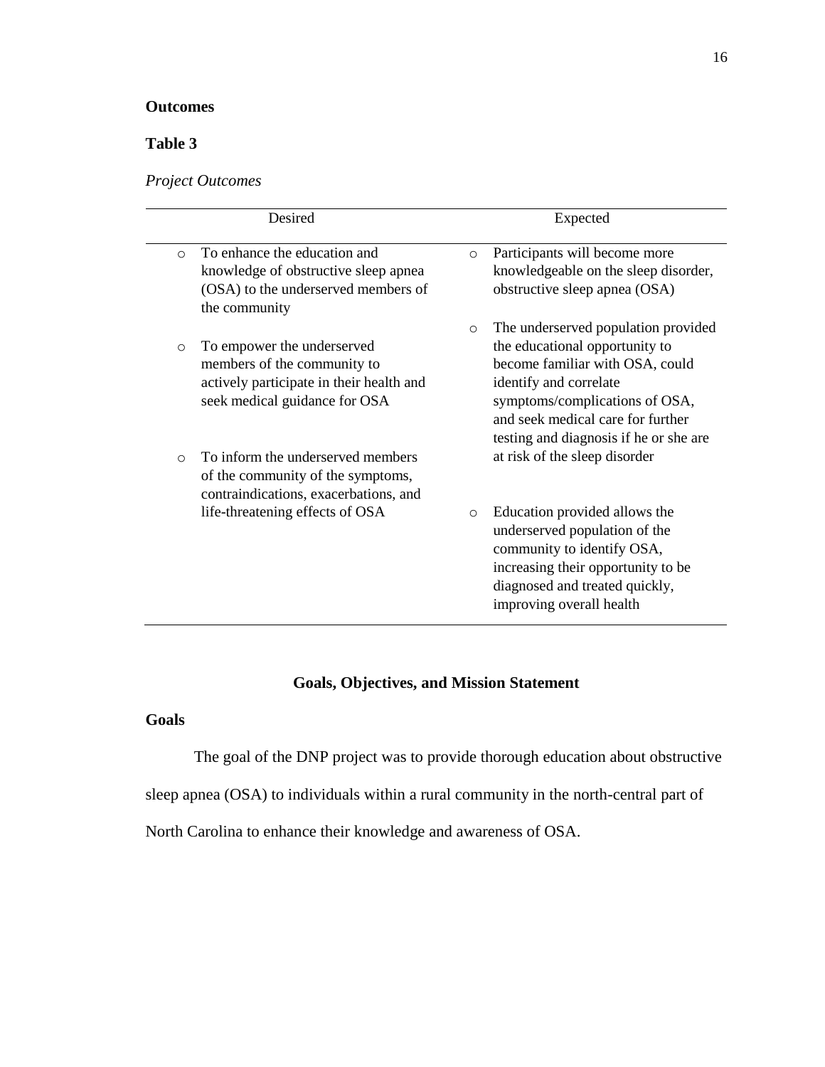**Outcomes**

**Table 3**

*Project Outcomes*

| Desired | Expected |
|---|---|
| ○ To enhance the education and knowledge of obstructive sleep apnea (OSA) to the underserved members of the community<br><br>○ To empower the underserved members of the community to actively participate in their health and seek medical guidance for OSA<br><br>○ To inform the underserved members of the community of the symptoms, contraindications, exacerbations, and life-threatening effects of OSA | ○ Participants will become more knowledgeable on the sleep disorder, obstructive sleep apnea (OSA)<br><br>○ The underserved population provided the educational opportunity to become familiar with OSA, could identify and correlate symptoms/complications of OSA, and seek medical care for further testing and diagnosis if he or she are at risk of the sleep disorder<br><br>○ Education provided allows the underserved population of the community to identify OSA, increasing their opportunity to be diagnosed and treated quickly, improving overall health |

## Goals, Objectives, and Mission Statement

**Goals**

The goal of the DNP project was to provide thorough education about obstructive sleep apnea (OSA) to individuals within a rural community in the north-central part of North Carolina to enhance their knowledge and awareness of OSA.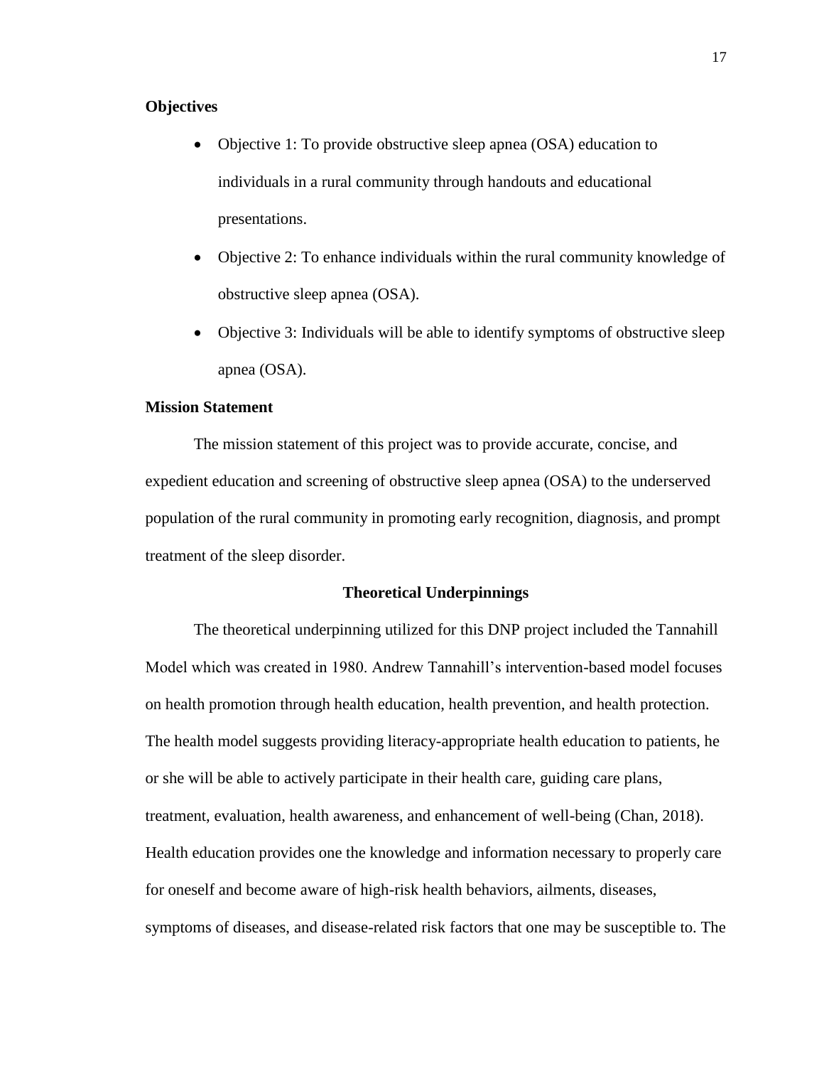### Objectives

- Objective 1: To provide obstructive sleep apnea (OSA) education to individuals in a rural community through handouts and educational presentations.
- Objective 2: To enhance individuals within the rural community knowledge of obstructive sleep apnea (OSA).
- Objective 3: Individuals will be able to identify symptoms of obstructive sleep apnea (OSA).

### Mission Statement

The mission statement of this project was to provide accurate, concise, and expedient education and screening of obstructive sleep apnea (OSA) to the underserved population of the rural community in promoting early recognition, diagnosis, and prompt treatment of the sleep disorder.

## Theoretical Underpinnings

The theoretical underpinning utilized for this DNP project included the Tannahill Model which was created in 1980. Andrew Tannahill's intervention-based model focuses on health promotion through health education, health prevention, and health protection. The health model suggests providing literacy-appropriate health education to patients, he or she will be able to actively participate in their health care, guiding care plans, treatment, evaluation, health awareness, and enhancement of well-being (Chan, 2018). Health education provides one the knowledge and information necessary to properly care for oneself and become aware of high-risk health behaviors, ailments, diseases, symptoms of diseases, and disease-related risk factors that one may be susceptible to. The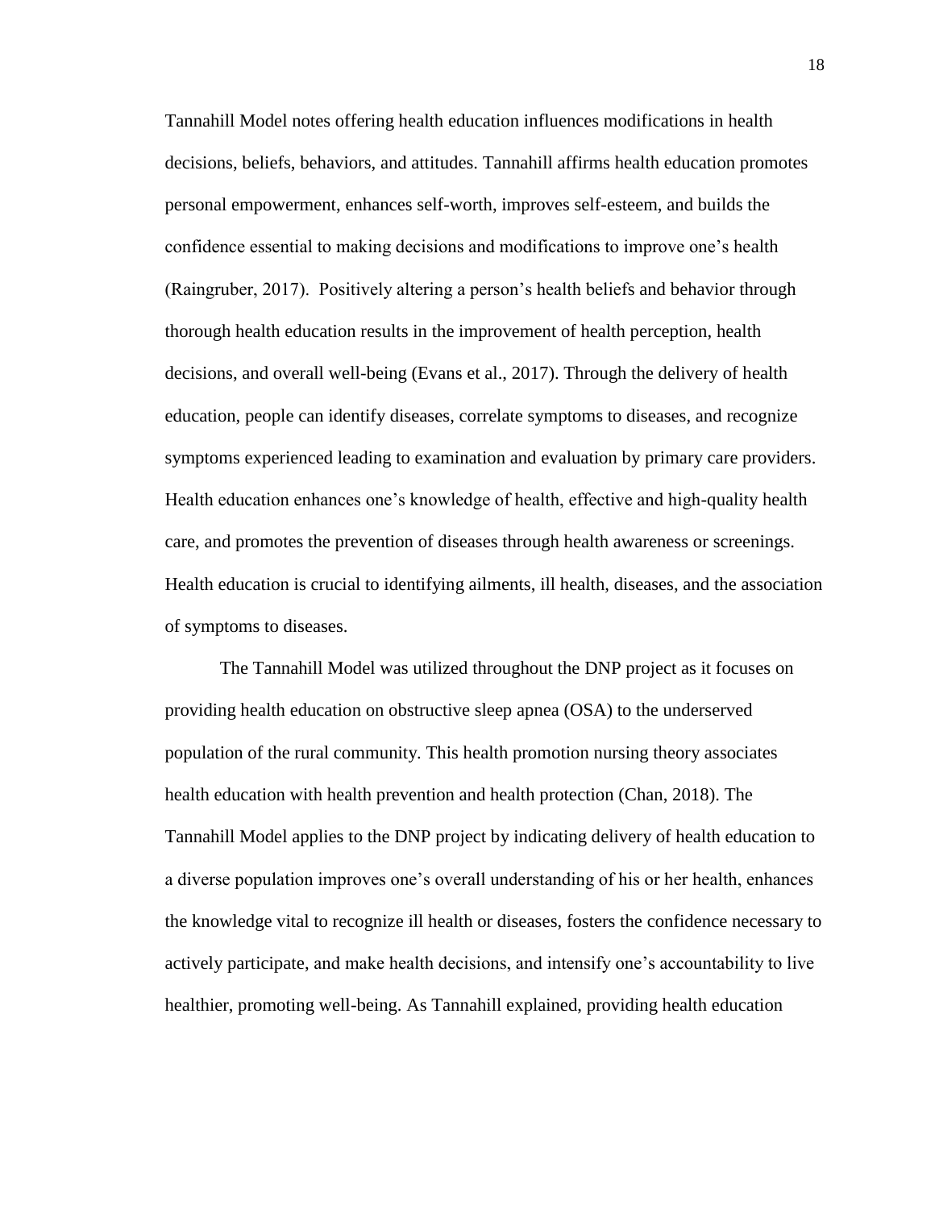Tannahill Model notes offering health education influences modifications in health decisions, beliefs, behaviors, and attitudes. Tannahill affirms health education promotes personal empowerment, enhances self-worth, improves self-esteem, and builds the confidence essential to making decisions and modifications to improve one's health (Raingruber, 2017). Positively altering a person's health beliefs and behavior through thorough health education results in the improvement of health perception, health decisions, and overall well-being (Evans et al., 2017). Through the delivery of health education, people can identify diseases, correlate symptoms to diseases, and recognize symptoms experienced leading to examination and evaluation by primary care providers. Health education enhances one's knowledge of health, effective and high-quality health care, and promotes the prevention of diseases through health awareness or screenings. Health education is crucial to identifying ailments, ill health, diseases, and the association of symptoms to diseases.

The Tannahill Model was utilized throughout the DNP project as it focuses on providing health education on obstructive sleep apnea (OSA) to the underserved population of the rural community. This health promotion nursing theory associates health education with health prevention and health protection (Chan, 2018). The Tannahill Model applies to the DNP project by indicating delivery of health education to a diverse population improves one's overall understanding of his or her health, enhances the knowledge vital to recognize ill health or diseases, fosters the confidence necessary to actively participate, and make health decisions, and intensify one's accountability to live healthier, promoting well-being. As Tannahill explained, providing health education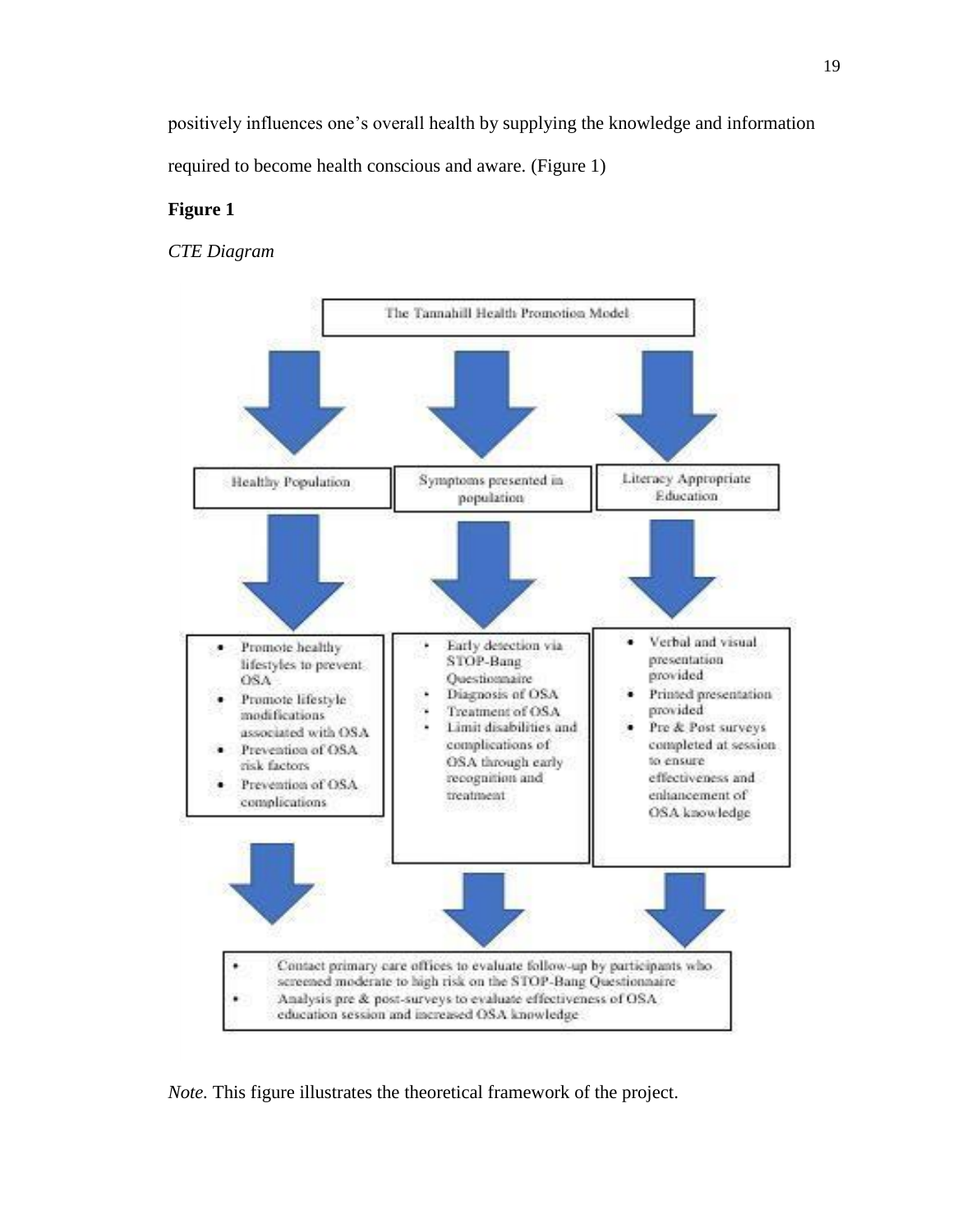positively influences one's overall health by supplying the knowledge and information required to become health conscious and aware. (Figure 1)

**Figure 1**

*CTE Diagram*

The Tannahill Health Promotion Model

Healthy Population

- Promote healthy lifestyles to prevent OSA
- Promote lifestyle modifications associated with OSA
- Prevention of OSA risk factors
- Prevention of OSA complications

Symptoms presented in population

- Early detection via STOP-Bang Questionnaire
- Diagnosis of OSA
- Treatment of OSA
- Limit disabilities and complications of OSA through early recognition and treatment

Literacy Appropriate Education

- Verbal and visual presentation provided
- Printed presentation provided
- Pre & Post surveys completed at session to ensure effectiveness and enhancement of OSA knowledge

- Contact primary care offices to evaluate follow-up by participants who screened moderate to high risk on the STOP-Bang Questionnaire
- Analysis pre & post-surveys to evaluate effectiveness of OSA education session and increased OSA knowledge

*Note.* This figure illustrates the theoretical framework of the project.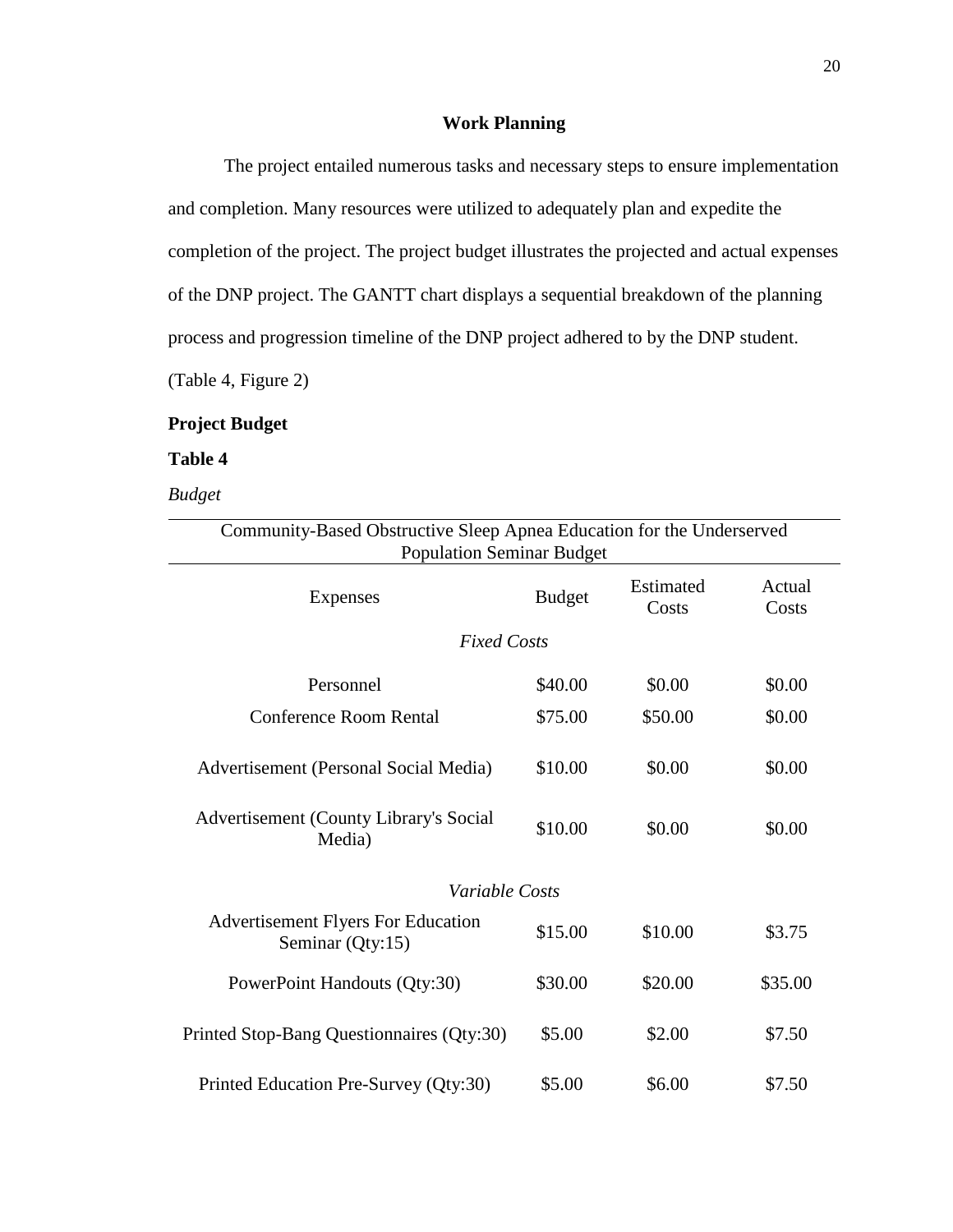## Work Planning

The project entailed numerous tasks and necessary steps to ensure implementation and completion. Many resources were utilized to adequately plan and expedite the completion of the project. The project budget illustrates the projected and actual expenses of the DNP project. The GANTT chart displays a sequential breakdown of the planning process and progression timeline of the DNP project adhered to by the DNP student. (Table 4, Figure 2)

### Project Budget

**Table 4**

*Budget*

| Community-Based Obstructive Sleep Apnea Education for the Underserved Population Seminar Budget | | | |
|---|---|---|---|
| Expenses | Budget | Estimated Costs | Actual Costs |
| *Fixed Costs* | | | |
| Personnel | $40.00 | $0.00 | $0.00 |
| Conference Room Rental | $75.00 | $50.00 | $0.00 |
| Advertisement (Personal Social Media) | $10.00 | $0.00 | $0.00 |
| Advertisement (County Library's Social Media) | $10.00 | $0.00 | $0.00 |
| *Variable Costs* | | | |
| Advertisement Flyers For Education Seminar (Qty:15) | $15.00 | $10.00 | $3.75 |
| PowerPoint Handouts (Qty:30) | $30.00 | $20.00 | $35.00 |
| Printed Stop-Bang Questionnaires (Qty:30) | $5.00 | $2.00 | $7.50 |
| Printed Education Pre-Survey (Qty:30) | $5.00 | $6.00 | $7.50 |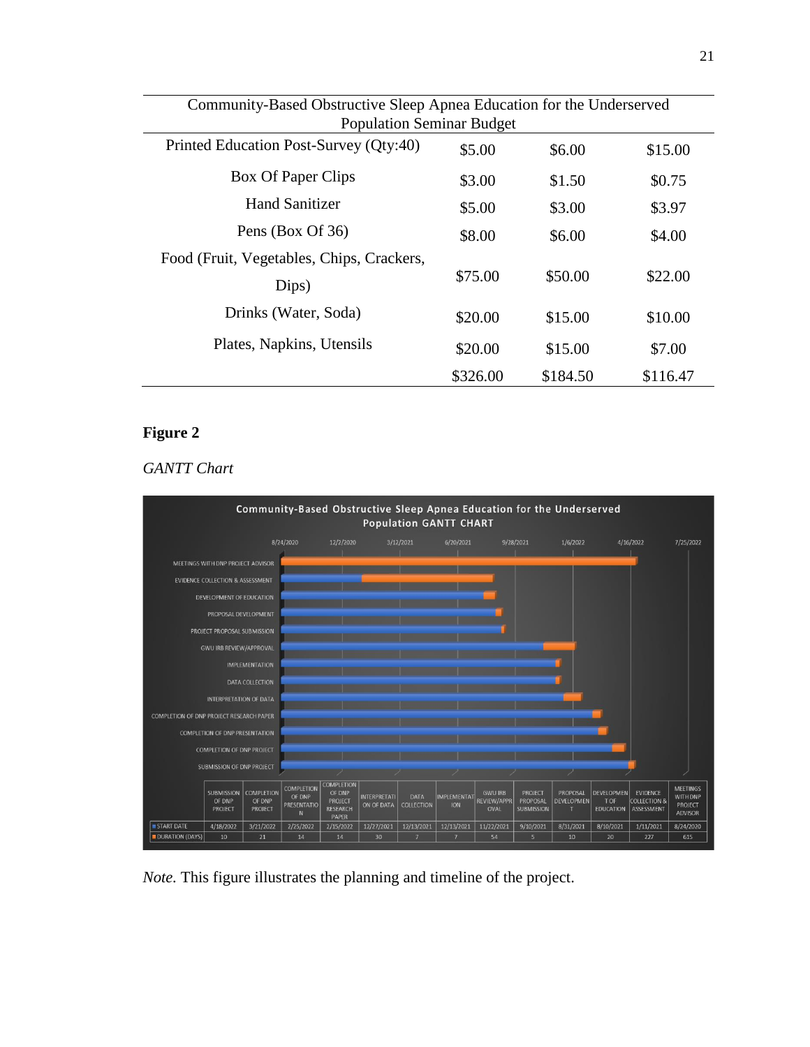| Community-Based Obstructive Sleep Apnea Education for the Underserved Population Seminar Budget | | | |
|---|---|---|---|
| Printed Education Post-Survey (Qty:40) | $5.00 | $6.00 | $15.00 |
| Box Of Paper Clips | $3.00 | $1.50 | $0.75 |
| Hand Sanitizer | $5.00 | $3.00 | $3.97 |
| Pens (Box Of 36) | $8.00 | $6.00 | $4.00 |
| Food (Fruit, Vegetables, Chips, Crackers, Dips) | $75.00 | $50.00 | $22.00 |
| Drinks (Water, Soda) | $20.00 | $15.00 | $10.00 |
| Plates, Napkins, Utensils | $20.00 | $15.00 | $7.00 |
| | $326.00 | $184.50 | $116.47 |

**Figure 2**

*GANTT Chart*

Community-Based Obstructive Sleep Apnea Education for the Underserved Population GANTT CHART

| | Submission of DNP Project | Completion of DNP Project | Completion of DNP Presentation | Completion of DNP Project Research Paper | Interpretation of Data | Data Collection | Implementation | GWU IRB Review/Approval | Project Proposal Submission | Proposal Development | Development of Education | Evidence Collection & Assessment | Meetings with DNP Project Advisor |
|---|---|---|---|---|---|---|---|---|---|---|---|---|---|
| Start Date | 4/18/2022 | 3/21/2022 | 2/25/2022 | 2/15/2022 | 12/27/2021 | 12/13/2021 | 12/13/2021 | 11/22/2021 | 9/10/2021 | 8/31/2021 | 8/10/2021 | 1/11/2021 | 8/24/2020 |
| Duration (Days) | 10 | 21 | 14 | 14 | 30 | 7 | 7 | 54 | 5 | 10 | 20 | 227 | 615 |

*Note.* This figure illustrates the planning and timeline of the project.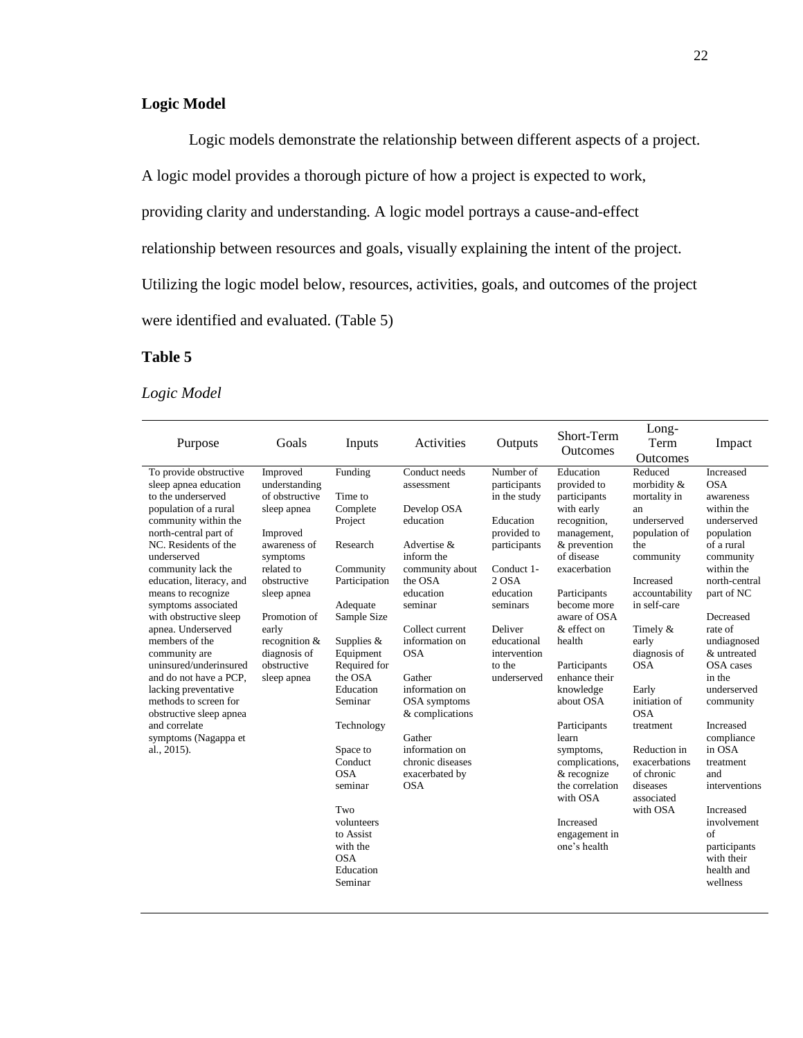## Logic Model

Logic models demonstrate the relationship between different aspects of a project. A logic model provides a thorough picture of how a project is expected to work, providing clarity and understanding. A logic model portrays a cause-and-effect relationship between resources and goals, visually explaining the intent of the project. Utilizing the logic model below, resources, activities, goals, and outcomes of the project were identified and evaluated. (Table 5)

**Table 5**

*Logic Model*

| Purpose | Goals | Inputs | Activities | Outputs | Short-Term Outcomes | Long-Term Outcomes | Impact |
|---|---|---|---|---|---|---|---|
| To provide obstructive sleep apnea education to the underserved population of a rural community within the north-central part of NC. Residents of the underserved community lack the education, literacy, and means to recognize symptoms associated with obstructive sleep apnea. Underserved members of the community are uninsured/underinsured and do not have a PCP, lacking preventative methods to screen for obstructive sleep apnea and correlate symptoms (Nagappa et al., 2015). | Improved understanding of obstructive sleep apnea<br><br>Improved awareness of symptoms related to obstructive sleep apnea<br><br>Promotion of early recognition & diagnosis of obstructive sleep apnea | Funding<br><br>Time to Complete Project<br><br>Research<br><br>Community Participation<br><br>Adequate Sample Size<br><br>Supplies & Equipment Required for the OSA Education Seminar<br><br>Technology<br><br>Space to Conduct OSA seminar<br><br>Two volunteers to Assist with the OSA Education Seminar | Conduct needs assessment<br><br>Develop OSA education<br><br>Advertise & inform the community about the OSA education seminar<br><br>Collect current information on OSA<br><br>Gather information on OSA symptoms & complications<br><br>Gather information on chronic diseases exacerbated by OSA | Number of participants in the study<br><br>Education provided to participants<br><br>Conduct 1-2 OSA education seminars<br><br>Deliver educational intervention to the underserved | Education provided to participants with early recognition, management, & prevention of disease exacerbation<br><br>Participants become more aware of OSA & effect on health<br><br>Participants enhance their knowledge about OSA<br><br>Participants learn symptoms, complications, & recognize the correlation with OSA<br><br>Increased engagement in one's health | Reduced morbidity & mortality in an underserved population of the community<br><br>Increased accountability in self-care<br><br>Timely & early diagnosis of OSA<br><br>Early initiation of OSA treatment<br><br>Reduction in exacerbations of chronic diseases associated with OSA | Increased OSA awareness within the underserved population of a rural community within the north-central part of NC<br><br>Decreased rate of undiagnosed & untreated OSA cases in the underserved community<br><br>Increased compliance in OSA treatment and interventions<br><br>Increased involvement of participants with their health and wellness |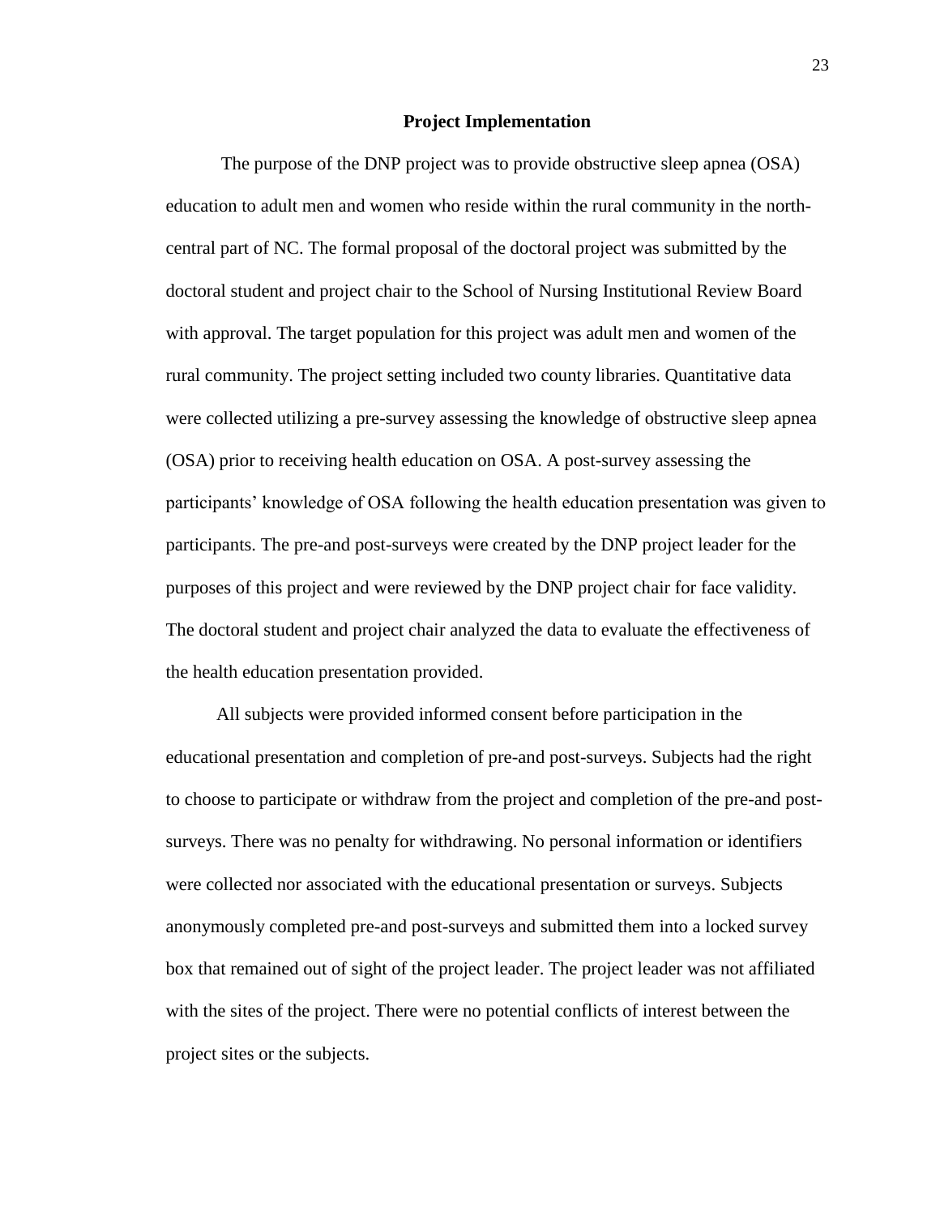## Project Implementation

The purpose of the DNP project was to provide obstructive sleep apnea (OSA) education to adult men and women who reside within the rural community in the north-central part of NC. The formal proposal of the doctoral project was submitted by the doctoral student and project chair to the School of Nursing Institutional Review Board with approval. The target population for this project was adult men and women of the rural community. The project setting included two county libraries. Quantitative data were collected utilizing a pre-survey assessing the knowledge of obstructive sleep apnea (OSA) prior to receiving health education on OSA. A post-survey assessing the participants' knowledge of OSA following the health education presentation was given to participants. The pre-and post-surveys were created by the DNP project leader for the purposes of this project and were reviewed by the DNP project chair for face validity. The doctoral student and project chair analyzed the data to evaluate the effectiveness of the health education presentation provided.

All subjects were provided informed consent before participation in the educational presentation and completion of pre-and post-surveys. Subjects had the right to choose to participate or withdraw from the project and completion of the pre-and post-surveys. There was no penalty for withdrawing. No personal information or identifiers were collected nor associated with the educational presentation or surveys. Subjects anonymously completed pre-and post-surveys and submitted them into a locked survey box that remained out of sight of the project leader. The project leader was not affiliated with the sites of the project. There were no potential conflicts of interest between the project sites or the subjects.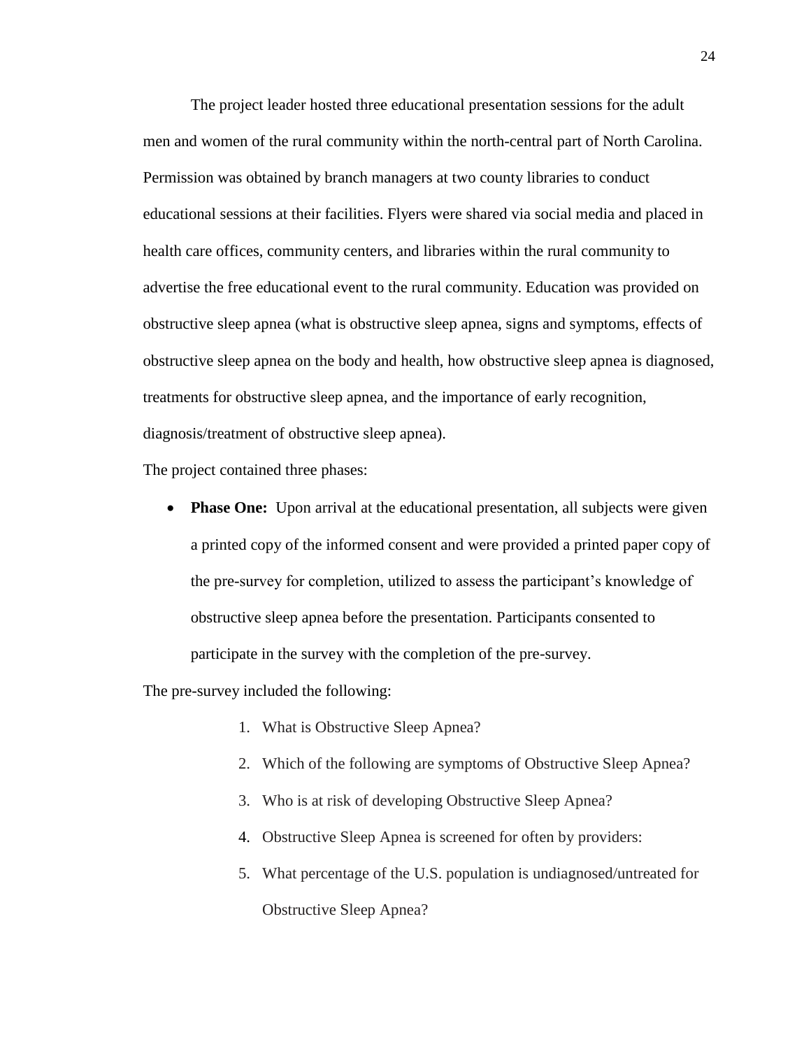The project leader hosted three educational presentation sessions for the adult men and women of the rural community within the north-central part of North Carolina. Permission was obtained by branch managers at two county libraries to conduct educational sessions at their facilities. Flyers were shared via social media and placed in health care offices, community centers, and libraries within the rural community to advertise the free educational event to the rural community. Education was provided on obstructive sleep apnea (what is obstructive sleep apnea, signs and symptoms, effects of obstructive sleep apnea on the body and health, how obstructive sleep apnea is diagnosed, treatments for obstructive sleep apnea, and the importance of early recognition, diagnosis/treatment of obstructive sleep apnea).

The project contained three phases:

- **Phase One:** Upon arrival at the educational presentation, all subjects were given a printed copy of the informed consent and were provided a printed paper copy of the pre-survey for completion, utilized to assess the participant's knowledge of obstructive sleep apnea before the presentation. Participants consented to participate in the survey with the completion of the pre-survey.

The pre-survey included the following:

1. What is Obstructive Sleep Apnea?
2. Which of the following are symptoms of Obstructive Sleep Apnea?
3. Who is at risk of developing Obstructive Sleep Apnea?
4. Obstructive Sleep Apnea is screened for often by providers:
5. What percentage of the U.S. population is undiagnosed/untreated for Obstructive Sleep Apnea?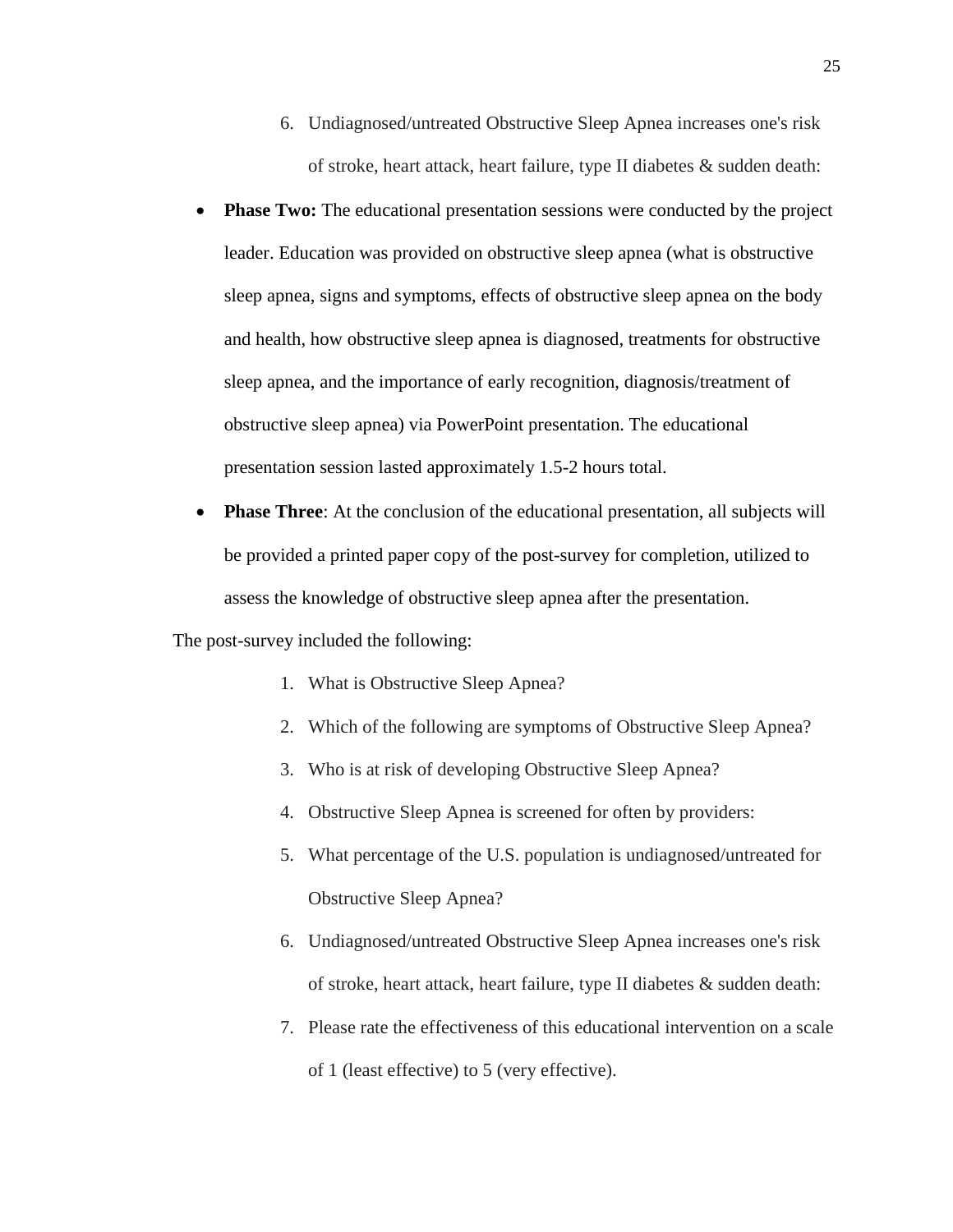6. Undiagnosed/untreated Obstructive Sleep Apnea increases one's risk of stroke, heart attack, heart failure, type II diabetes & sudden death:

- **Phase Two:** The educational presentation sessions were conducted by the project leader. Education was provided on obstructive sleep apnea (what is obstructive sleep apnea, signs and symptoms, effects of obstructive sleep apnea on the body and health, how obstructive sleep apnea is diagnosed, treatments for obstructive sleep apnea, and the importance of early recognition, diagnosis/treatment of obstructive sleep apnea) via PowerPoint presentation. The educational presentation session lasted approximately 1.5-2 hours total.
- **Phase Three**: At the conclusion of the educational presentation, all subjects will be provided a printed paper copy of the post-survey for completion, utilized to assess the knowledge of obstructive sleep apnea after the presentation.

The post-survey included the following:

1. What is Obstructive Sleep Apnea?
2. Which of the following are symptoms of Obstructive Sleep Apnea?
3. Who is at risk of developing Obstructive Sleep Apnea?
4. Obstructive Sleep Apnea is screened for often by providers:
5. What percentage of the U.S. population is undiagnosed/untreated for Obstructive Sleep Apnea?
6. Undiagnosed/untreated Obstructive Sleep Apnea increases one's risk of stroke, heart attack, heart failure, type II diabetes & sudden death:
7. Please rate the effectiveness of this educational intervention on a scale of 1 (least effective) to 5 (very effective).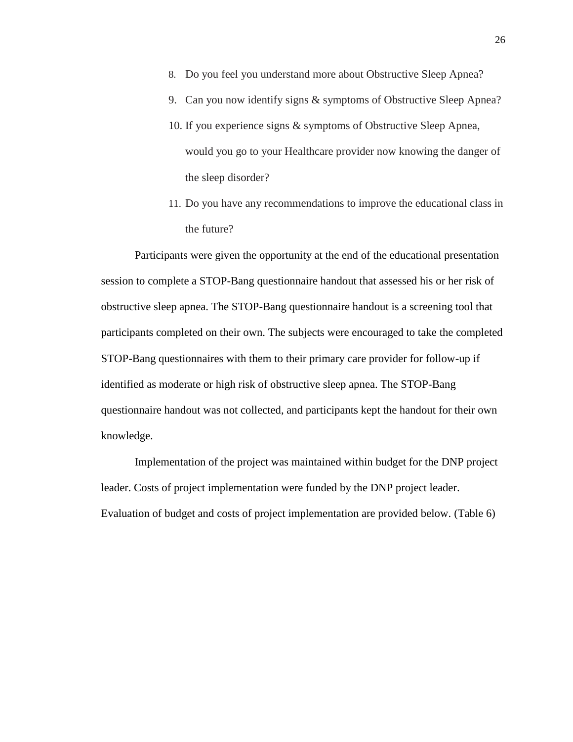8. Do you feel you understand more about Obstructive Sleep Apnea?
9. Can you now identify signs & symptoms of Obstructive Sleep Apnea?
10. If you experience signs & symptoms of Obstructive Sleep Apnea, would you go to your Healthcare provider now knowing the danger of the sleep disorder?
11. Do you have any recommendations to improve the educational class in the future?

Participants were given the opportunity at the end of the educational presentation session to complete a STOP-Bang questionnaire handout that assessed his or her risk of obstructive sleep apnea. The STOP-Bang questionnaire handout is a screening tool that participants completed on their own. The subjects were encouraged to take the completed STOP-Bang questionnaires with them to their primary care provider for follow-up if identified as moderate or high risk of obstructive sleep apnea. The STOP-Bang questionnaire handout was not collected, and participants kept the handout for their own knowledge.

Implementation of the project was maintained within budget for the DNP project leader. Costs of project implementation were funded by the DNP project leader. Evaluation of budget and costs of project implementation are provided below. (Table 6)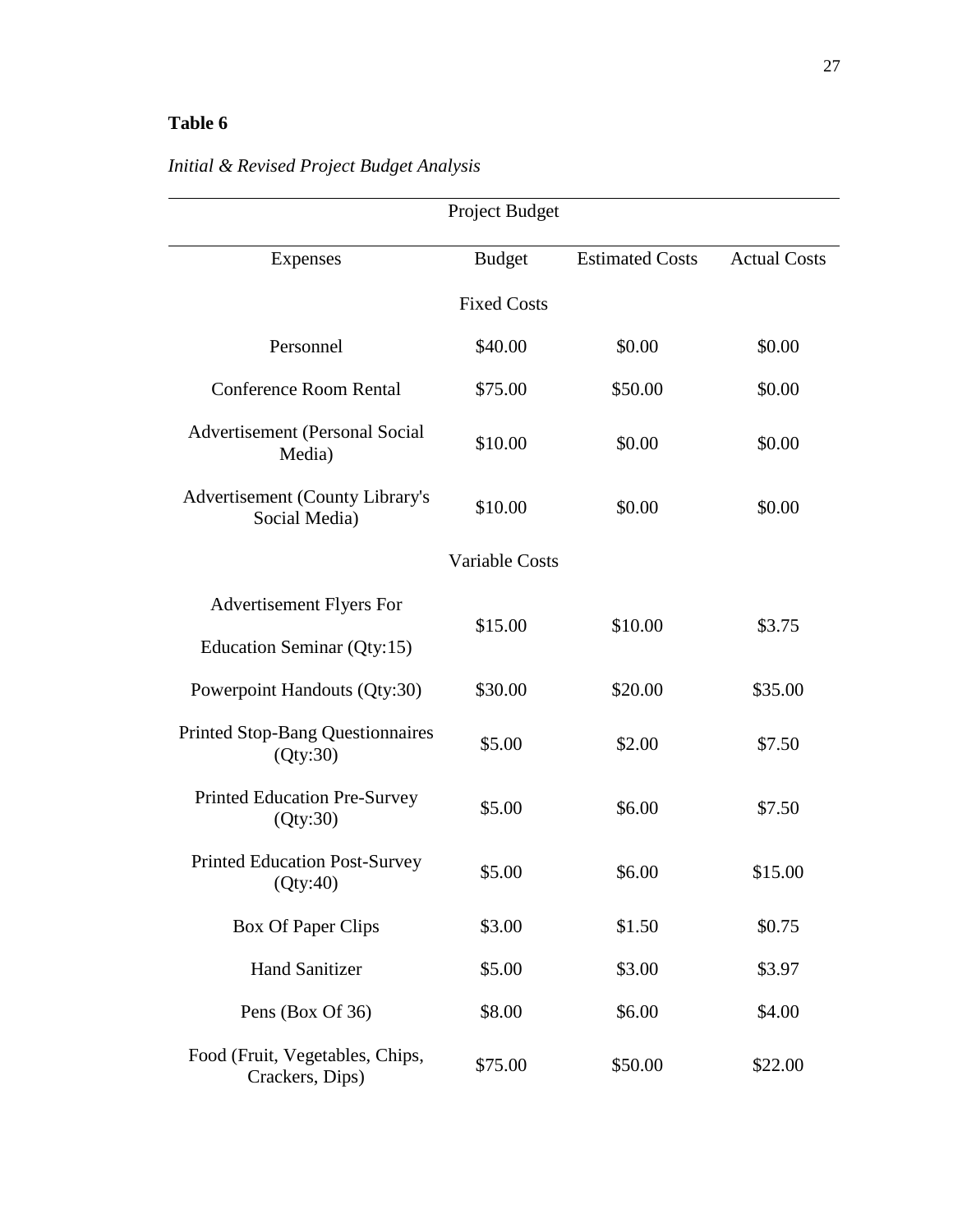**Table 6**

*Initial & Revised Project Budget Analysis*

| Project Budget | | | |
|---|---|---|---|
| Expenses | Budget | Estimated Costs | Actual Costs |
| | Fixed Costs | | |
| Personnel | $40.00 | $0.00 | $0.00 |
| Conference Room Rental | $75.00 | $50.00 | $0.00 |
| Advertisement (Personal Social Media) | $10.00 | $0.00 | $0.00 |
| Advertisement (County Library's Social Media) | $10.00 | $0.00 | $0.00 |
| | Variable Costs | | |
| Advertisement Flyers For Education Seminar (Qty:15) | $15.00 | $10.00 | $3.75 |
| Powerpoint Handouts (Qty:30) | $30.00 | $20.00 | $35.00 |
| Printed Stop-Bang Questionnaires (Qty:30) | $5.00 | $2.00 | $7.50 |
| Printed Education Pre-Survey (Qty:30) | $5.00 | $6.00 | $7.50 |
| Printed Education Post-Survey (Qty:40) | $5.00 | $6.00 | $15.00 |
| Box Of Paper Clips | $3.00 | $1.50 | $0.75 |
| Hand Sanitizer | $5.00 | $3.00 | $3.97 |
| Pens (Box Of 36) | $8.00 | $6.00 | $4.00 |
| Food (Fruit, Vegetables, Chips, Crackers, Dips) | $75.00 | $50.00 | $22.00 |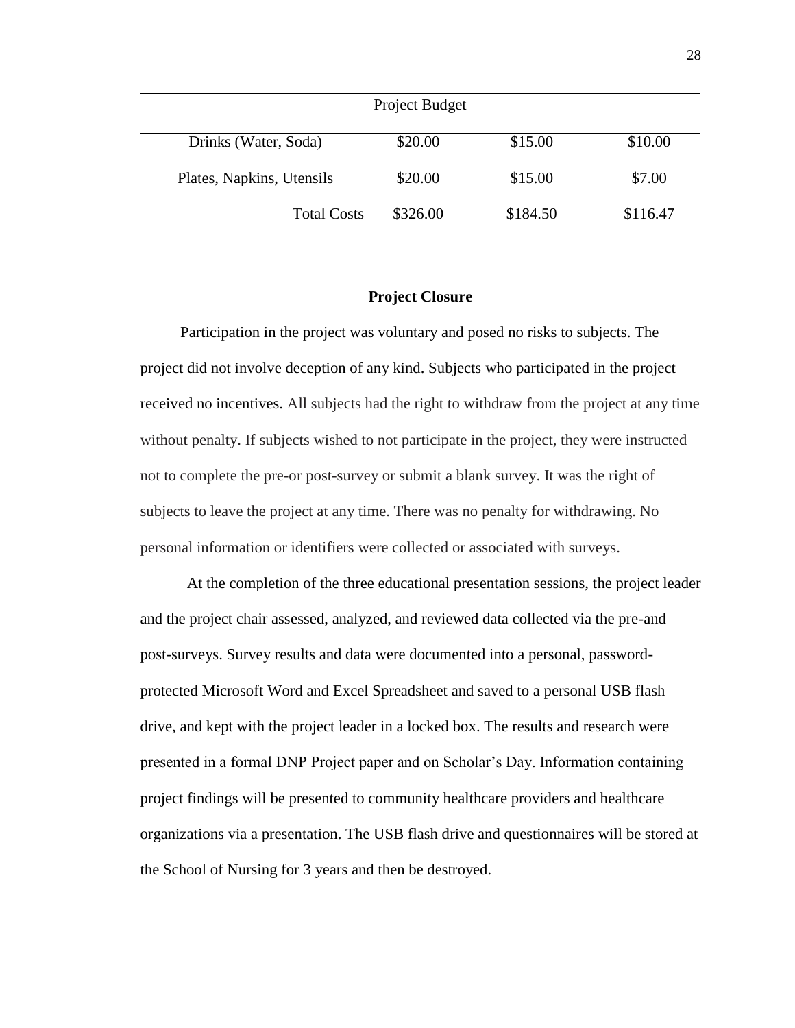| Project Budget | | | |
|---|---|---|---|
| Drinks (Water, Soda) | $20.00 | $15.00 | $10.00 |
| Plates, Napkins, Utensils | $20.00 | $15.00 | $7.00 |
| Total Costs | $326.00 | $184.50 | $116.47 |

## Project Closure

Participation in the project was voluntary and posed no risks to subjects. The project did not involve deception of any kind. Subjects who participated in the project received no incentives. All subjects had the right to withdraw from the project at any time without penalty. If subjects wished to not participate in the project, they were instructed not to complete the pre-or post-survey or submit a blank survey. It was the right of subjects to leave the project at any time. There was no penalty for withdrawing. No personal information or identifiers were collected or associated with surveys.

At the completion of the three educational presentation sessions, the project leader and the project chair assessed, analyzed, and reviewed data collected via the pre-and post-surveys. Survey results and data were documented into a personal, password-protected Microsoft Word and Excel Spreadsheet and saved to a personal USB flash drive, and kept with the project leader in a locked box. The results and research were presented in a formal DNP Project paper and on Scholar's Day. Information containing project findings will be presented to community healthcare providers and healthcare organizations via a presentation. The USB flash drive and questionnaires will be stored at the School of Nursing for 3 years and then be destroyed.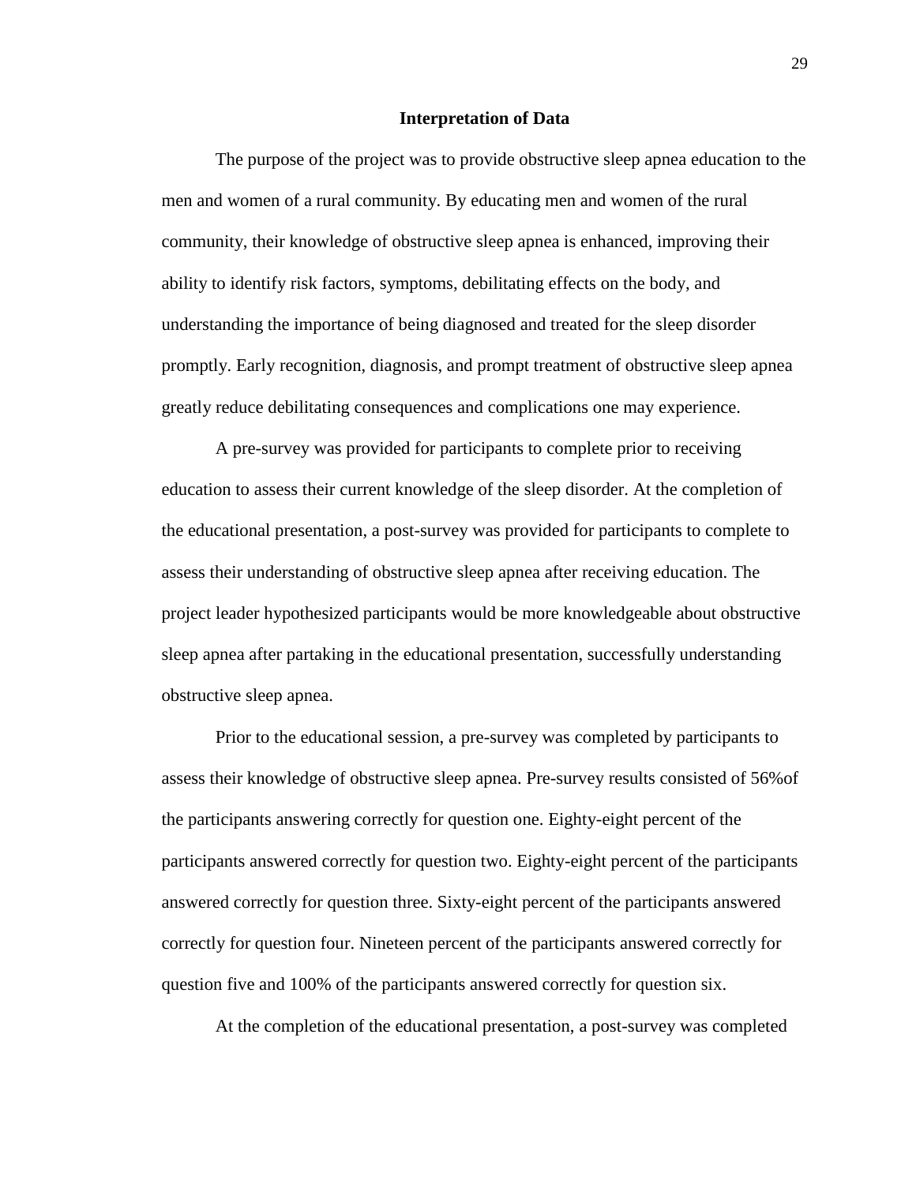## Interpretation of Data

The purpose of the project was to provide obstructive sleep apnea education to the men and women of a rural community. By educating men and women of the rural community, their knowledge of obstructive sleep apnea is enhanced, improving their ability to identify risk factors, symptoms, debilitating effects on the body, and understanding the importance of being diagnosed and treated for the sleep disorder promptly. Early recognition, diagnosis, and prompt treatment of obstructive sleep apnea greatly reduce debilitating consequences and complications one may experience.

A pre-survey was provided for participants to complete prior to receiving education to assess their current knowledge of the sleep disorder. At the completion of the educational presentation, a post-survey was provided for participants to complete to assess their understanding of obstructive sleep apnea after receiving education. The project leader hypothesized participants would be more knowledgeable about obstructive sleep apnea after partaking in the educational presentation, successfully understanding obstructive sleep apnea.

Prior to the educational session, a pre-survey was completed by participants to assess their knowledge of obstructive sleep apnea. Pre-survey results consisted of 56%of the participants answering correctly for question one. Eighty-eight percent of the participants answered correctly for question two. Eighty-eight percent of the participants answered correctly for question three. Sixty-eight percent of the participants answered correctly for question four. Nineteen percent of the participants answered correctly for question five and 100% of the participants answered correctly for question six.

At the completion of the educational presentation, a post-survey was completed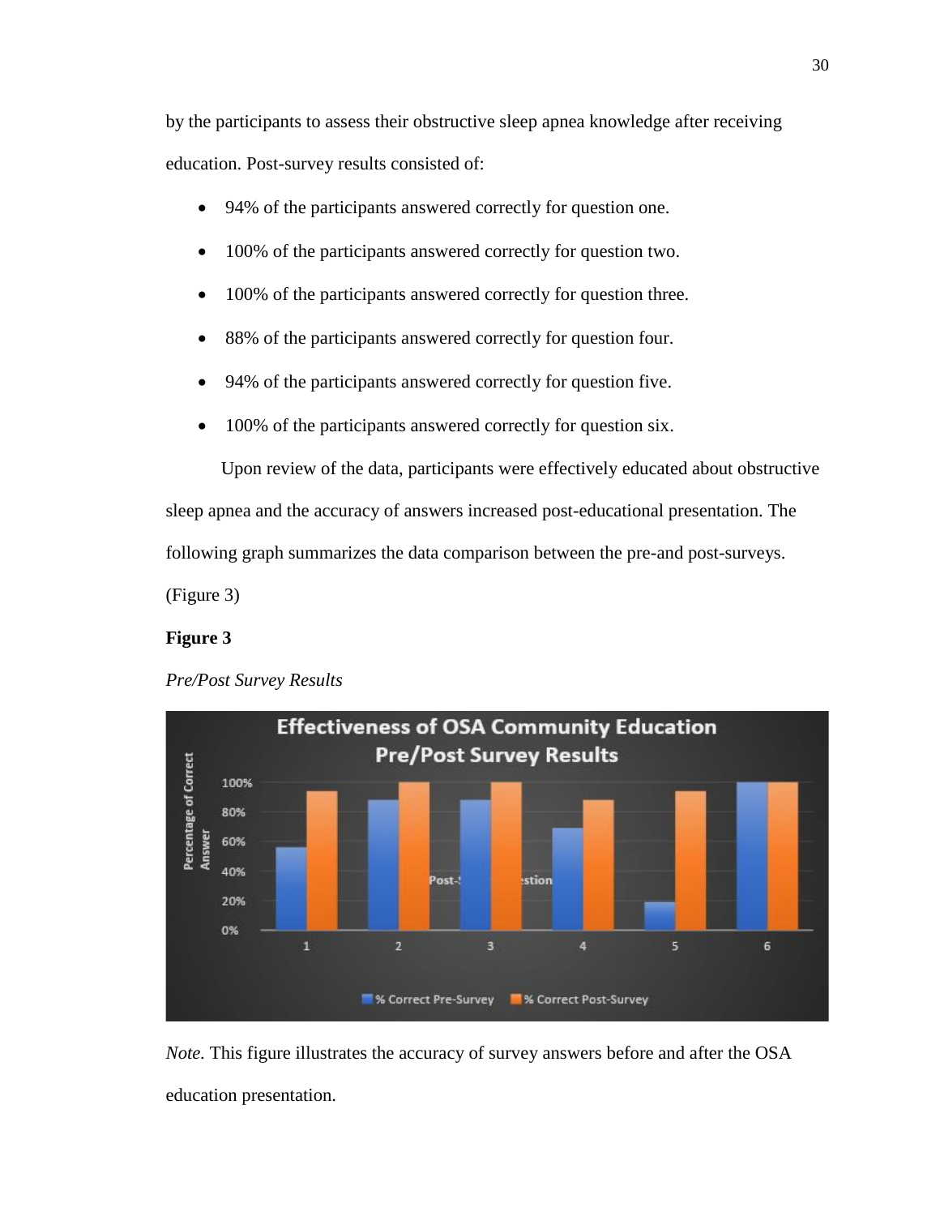by the participants to assess their obstructive sleep apnea knowledge after receiving education. Post-survey results consisted of:

- 94% of the participants answered correctly for question one.
- 100% of the participants answered correctly for question two.
- 100% of the participants answered correctly for question three.
- 88% of the participants answered correctly for question four.
- 94% of the participants answered correctly for question five.
- 100% of the participants answered correctly for question six.

Upon review of the data, participants were effectively educated about obstructive sleep apnea and the accuracy of answers increased post-educational presentation. The following graph summarizes the data comparison between the pre-and post-surveys. (Figure 3)

**Figure 3**

*Pre/Post Survey Results*

*Note.* This figure illustrates the accuracy of survey answers before and after the OSA education presentation.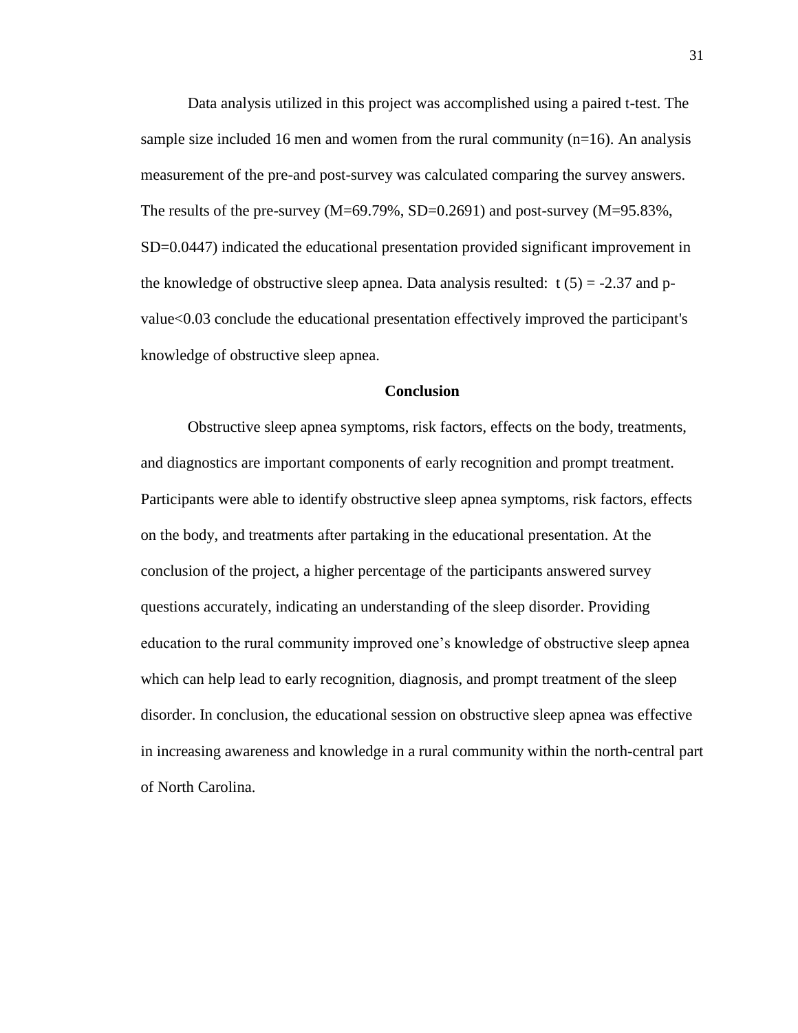Data analysis utilized in this project was accomplished using a paired t-test. The sample size included 16 men and women from the rural community ($n=16$). An analysis measurement of the pre-and post-survey was calculated comparing the survey answers. The results of the pre-survey ($M=69.79\%$, $SD=0.2691$) and post-survey ($M=95.83\%$, $SD=0.0447$) indicated the educational presentation provided significant improvement in the knowledge of obstructive sleep apnea. Data analysis resulted: $t(5) = -2.37$ and p-value$<0.03$ conclude the educational presentation effectively improved the participant's knowledge of obstructive sleep apnea.

## Conclusion

Obstructive sleep apnea symptoms, risk factors, effects on the body, treatments, and diagnostics are important components of early recognition and prompt treatment. Participants were able to identify obstructive sleep apnea symptoms, risk factors, effects on the body, and treatments after partaking in the educational presentation. At the conclusion of the project, a higher percentage of the participants answered survey questions accurately, indicating an understanding of the sleep disorder. Providing education to the rural community improved one's knowledge of obstructive sleep apnea which can help lead to early recognition, diagnosis, and prompt treatment of the sleep disorder. In conclusion, the educational session on obstructive sleep apnea was effective in increasing awareness and knowledge in a rural community within the north-central part of North Carolina.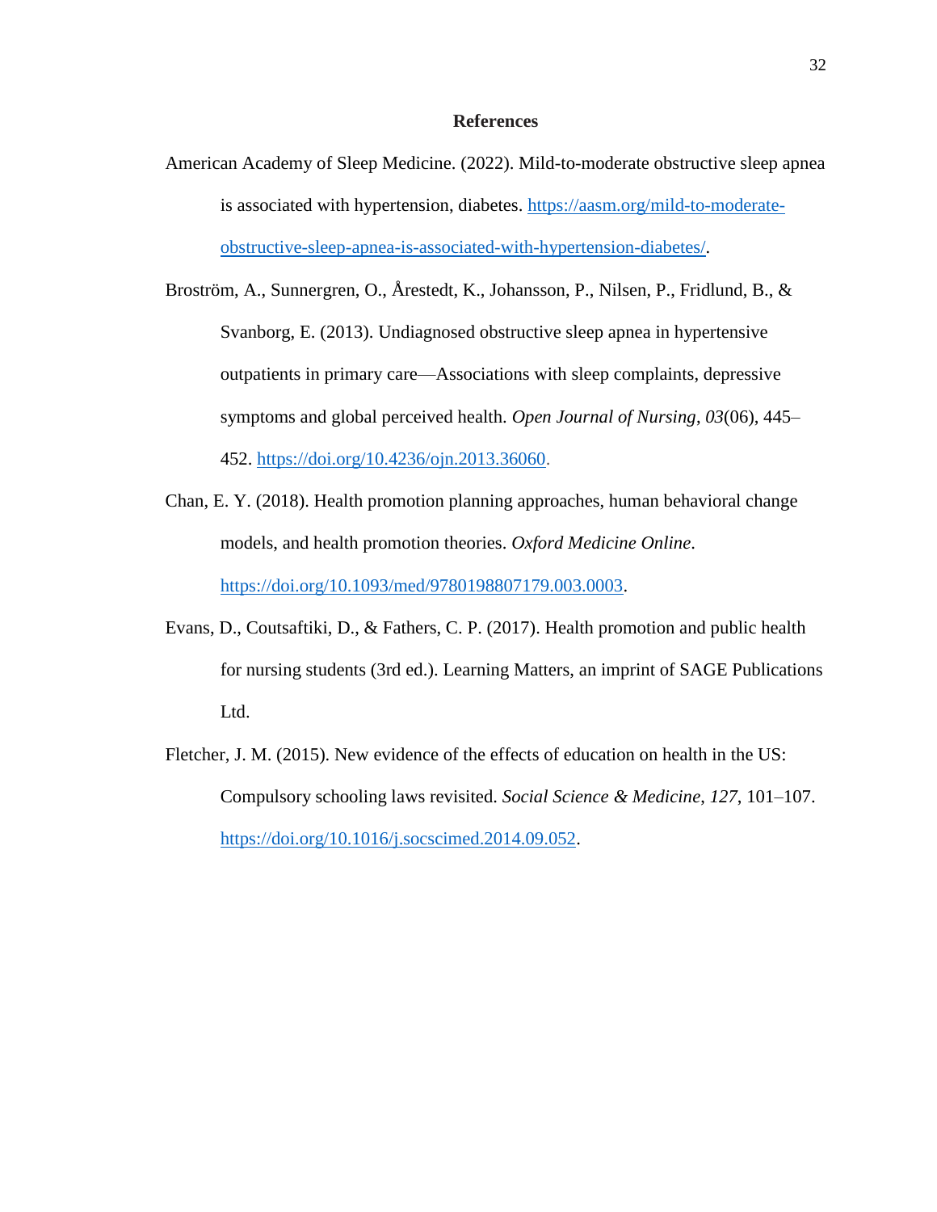# References

American Academy of Sleep Medicine. (2022). Mild-to-moderate obstructive sleep apnea is associated with hypertension, diabetes. https://aasm.org/mild-to-moderate-obstructive-sleep-apnea-is-associated-with-hypertension-diabetes/.

Broström, A., Sunnergren, O., Årestedt, K., Johansson, P., Nilsen, P., Fridlund, B., & Svanborg, E. (2013). Undiagnosed obstructive sleep apnea in hypertensive outpatients in primary care—Associations with sleep complaints, depressive symptoms and global perceived health. *Open Journal of Nursing*, *03*(06), 445–452. https://doi.org/10.4236/ojn.2013.36060.

Chan, E. Y. (2018). Health promotion planning approaches, human behavioral change models, and health promotion theories. *Oxford Medicine Online*. https://doi.org/10.1093/med/9780198807179.003.0003.

Evans, D., Coutsaftiki, D., & Fathers, C. P. (2017). Health promotion and public health for nursing students (3rd ed.). Learning Matters, an imprint of SAGE Publications Ltd.

Fletcher, J. M. (2015). New evidence of the effects of education on health in the US: Compulsory schooling laws revisited. *Social Science & Medicine*, *127*, 101–107. https://doi.org/10.1016/j.socscimed.2014.09.052.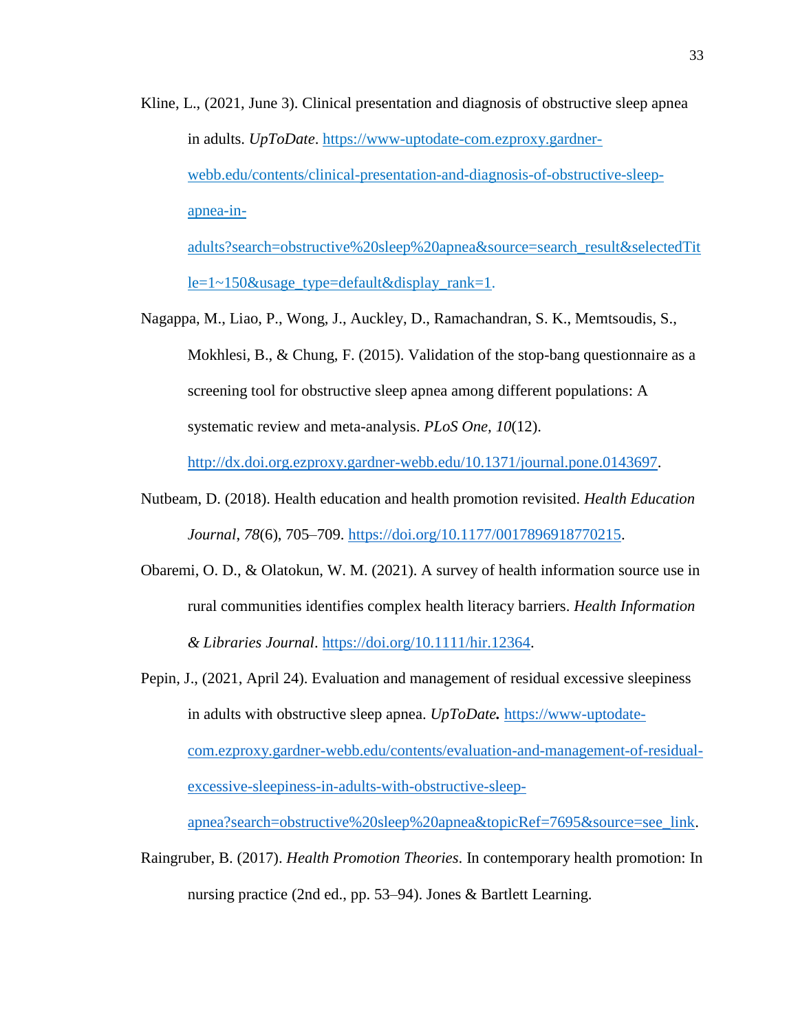Kline, L., (2021, June 3). Clinical presentation and diagnosis of obstructive sleep apnea in adults. *UpToDate*. https://www-uptodate-com.ezproxy.gardner-webb.edu/contents/clinical-presentation-and-diagnosis-of-obstructive-sleep-apnea-in-adults?search=obstructive%20sleep%20apnea&source=search_result&selectedTitle=1~150&usage_type=default&display_rank=1.

Nagappa, M., Liao, P., Wong, J., Auckley, D., Ramachandran, S. K., Memtsoudis, S., Mokhlesi, B., & Chung, F. (2015). Validation of the stop-bang questionnaire as a screening tool for obstructive sleep apnea among different populations: A systematic review and meta-analysis. *PLoS One, 10*(12). http://dx.doi.org.ezproxy.gardner-webb.edu/10.1371/journal.pone.0143697.

Nutbeam, D. (2018). Health education and health promotion revisited. *Health Education Journal*, *78*(6), 705–709. https://doi.org/10.1177/0017896918770215.

Obaremi, O. D., & Olatokun, W. M. (2021). A survey of health information source use in rural communities identifies complex health literacy barriers. *Health Information & Libraries Journal*. https://doi.org/10.1111/hir.12364.

Pepin, J., (2021, April 24). Evaluation and management of residual excessive sleepiness in adults with obstructive sleep apnea. ***UpToDate.*** https://www-uptodate-com.ezproxy.gardner-webb.edu/contents/evaluation-and-management-of-residual-excessive-sleepiness-in-adults-with-obstructive-sleep-apnea?search=obstructive%20sleep%20apnea&topicRef=7695&source=see_link.

Raingruber, B. (2017). *Health Promotion Theories*. In contemporary health promotion: In nursing practice (2nd ed., pp. 53–94). Jones & Bartlett Learning.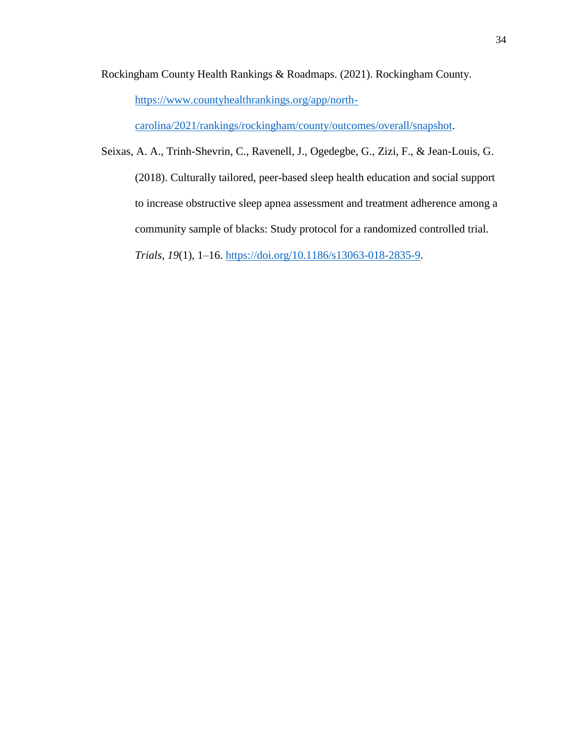Rockingham County Health Rankings & Roadmaps. (2021). Rockingham County. https://www.countyhealthrankings.org/app/north-carolina/2021/rankings/rockingham/county/outcomes/overall/snapshot.

Seixas, A. A., Trinh-Shevrin, C., Ravenell, J., Ogedegbe, G., Zizi, F., & Jean-Louis, G. (2018). Culturally tailored, peer-based sleep health education and social support to increase obstructive sleep apnea assessment and treatment adherence among a community sample of blacks: Study protocol for a randomized controlled trial. *Trials*, *19*(1), 1–16. https://doi.org/10.1186/s13063-018-2835-9.